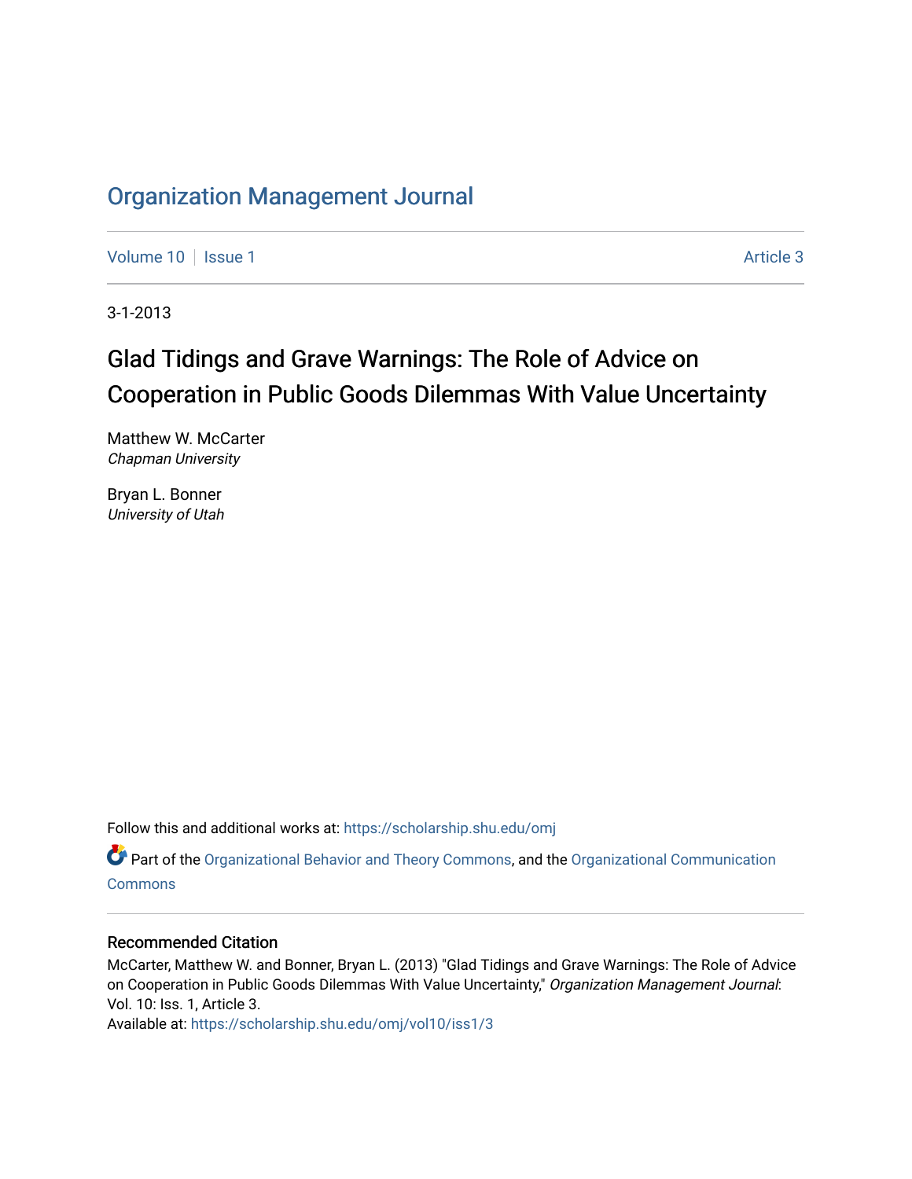# Organization Management Journal

Volume 10 | Issue 1 | Article 3

3-1-2013

## Glad Tidings and Grave Warnings: The Role of Advice on Cooperation in Public Goods Dilemmas With Value Uncertainty

Matthew W. McCarter
*Chapman University*

Bryan L. Bonner
*University of Utah*

Follow this and additional works at: https://scholarship.shu.edu/omj

Part of the Organizational Behavior and Theory Commons, and the Organizational Communication Commons

### Recommended Citation

McCarter, Matthew W. and Bonner, Bryan L. (2013) "Glad Tidings and Grave Warnings: The Role of Advice on Cooperation in Public Goods Dilemmas With Value Uncertainty," *Organization Management Journal*: Vol. 10: Iss. 1, Article 3.
Available at: https://scholarship.shu.edu/omj/vol10/iss1/3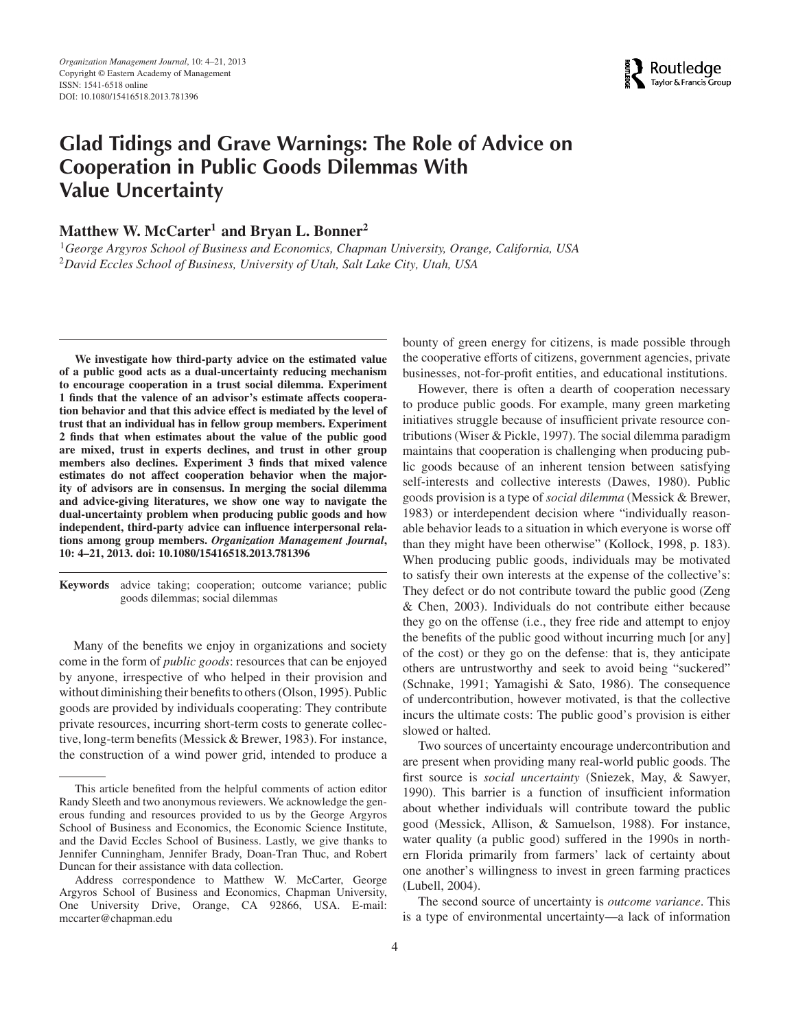# Glad Tidings and Grave Warnings: The Role of Advice on Cooperation in Public Goods Dilemmas With Value Uncertainty

**Matthew W. McCarter[1] and Bryan L. Bonner[2]**

[1]*George Argyros School of Business and Economics, Chapman University, Orange, California, USA*
[2]*David Eccles School of Business, University of Utah, Salt Lake City, Utah, USA*

**We investigate how third-party advice on the estimated value of a public good acts as a dual-uncertainty reducing mechanism to encourage cooperation in a trust social dilemma. Experiment 1 finds that the valence of an advisor's estimate affects cooperation behavior and that this advice effect is mediated by the level of trust that an individual has in fellow group members. Experiment 2 finds that when estimates about the value of the public good are mixed, trust in experts declines, and trust in other group members also declines. Experiment 3 finds that mixed valence estimates do not affect cooperation behavior when the majority of advisors are in consensus. In merging the social dilemma and advice-giving literatures, we show one way to navigate the dual-uncertainty problem when producing public goods and how independent, third-party advice can influence interpersonal relations among group members. *Organization Management Journal*, 10: 4–21, 2013. doi: 10.1080/15416518.2013.781396**

**Keywords** advice taking; cooperation; outcome variance; public goods dilemmas; social dilemmas

Many of the benefits we enjoy in organizations and society come in the form of *public goods*: resources that can be enjoyed by anyone, irrespective of who helped in their provision and without diminishing their benefits to others (Olson, 1995). Public goods are provided by individuals cooperating: They contribute private resources, incurring short-term costs to generate collective, long-term benefits (Messick & Brewer, 1983). For instance, the construction of a wind power grid, intended to produce a bounty of green energy for citizens, is made possible through the cooperative efforts of citizens, government agencies, private businesses, not-for-profit entities, and educational institutions.

However, there is often a dearth of cooperation necessary to produce public goods. For example, many green marketing initiatives struggle because of insufficient private resource contributions (Wiser & Pickle, 1997). The social dilemma paradigm maintains that cooperation is challenging when producing public goods because of an inherent tension between satisfying self-interests and collective interests (Dawes, 1980). Public goods provision is a type of *social dilemma* (Messick & Brewer, 1983) or interdependent decision where "individually reasonable behavior leads to a situation in which everyone is worse off than they might have been otherwise" (Kollock, 1998, p. 183). When producing public goods, individuals may be motivated to satisfy their own interests at the expense of the collective's: They defect or do not contribute toward the public good (Zeng & Chen, 2003). Individuals do not contribute either because they go on the offense (i.e., they free ride and attempt to enjoy the benefits of the public good without incurring much [or any] of the cost) or they go on the defense: that is, they anticipate others are untrustworthy and seek to avoid being "suckered" (Schnake, 1991; Yamagishi & Sato, 1986). The consequence of undercontribution, however motivated, is that the collective incurs the ultimate costs: The public good's provision is either slowed or halted.

Two sources of uncertainty encourage undercontribution and are present when providing many real-world public goods. The first source is *social uncertainty* (Sniezek, May, & Sawyer, 1990). This barrier is a function of insufficient information about whether individuals will contribute toward the public good (Messick, Allison, & Samuelson, 1988). For instance, water quality (a public good) suffered in the 1990s in northern Florida primarily from farmers' lack of certainty about one another's willingness to invest in green farming practices (Lubell, 2004).

The second source of uncertainty is *outcome variance*. This is a type of environmental uncertainty—a lack of information

This article benefited from the helpful comments of action editor Randy Sleeth and two anonymous reviewers. We acknowledge the generous funding and resources provided to us by the George Argyros School of Business and Economics, the Economic Science Institute, and the David Eccles School of Business. Lastly, we give thanks to Jennifer Cunningham, Jennifer Brady, Doan-Tran Thuc, and Robert Duncan for their assistance with data collection.

Address correspondence to Matthew W. McCarter, George Argyros School of Business and Economics, Chapman University, One University Drive, Orange, CA 92866, USA. E-mail: mccarter@chapman.edu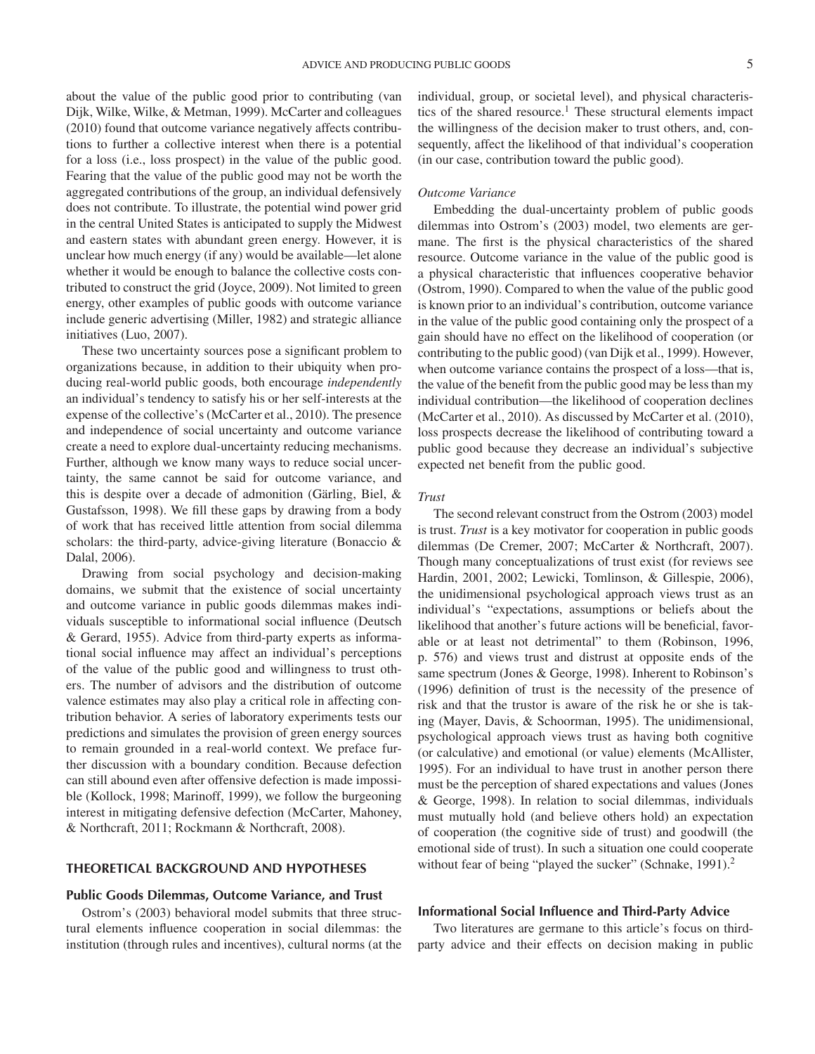about the value of the public good prior to contributing (van Dijk, Wilke, Wilke, & Metman, 1999). McCarter and colleagues (2010) found that outcome variance negatively affects contributions to further a collective interest when there is a potential for a loss (i.e., loss prospect) in the value of the public good. Fearing that the value of the public good may not be worth the aggregated contributions of the group, an individual defensively does not contribute. To illustrate, the potential wind power grid in the central United States is anticipated to supply the Midwest and eastern states with abundant green energy. However, it is unclear how much energy (if any) would be available—let alone whether it would be enough to balance the collective costs contributed to construct the grid (Joyce, 2009). Not limited to green energy, other examples of public goods with outcome variance include generic advertising (Miller, 1982) and strategic alliance initiatives (Luo, 2007).

These two uncertainty sources pose a significant problem to organizations because, in addition to their ubiquity when producing real-world public goods, both encourage *independently* an individual's tendency to satisfy his or her self-interests at the expense of the collective's (McCarter et al., 2010). The presence and independence of social uncertainty and outcome variance create a need to explore dual-uncertainty reducing mechanisms. Further, although we know many ways to reduce social uncertainty, the same cannot be said for outcome variance, and this is despite over a decade of admonition (Gärling, Biel, & Gustafsson, 1998). We fill these gaps by drawing from a body of work that has received little attention from social dilemma scholars: the third-party, advice-giving literature (Bonaccio & Dalal, 2006).

Drawing from social psychology and decision-making domains, we submit that the existence of social uncertainty and outcome variance in public goods dilemmas makes individuals susceptible to informational social influence (Deutsch & Gerard, 1955). Advice from third-party experts as informational social influence may affect an individual's perceptions of the value of the public good and willingness to trust others. The number of advisors and the distribution of outcome valence estimates may also play a critical role in affecting contribution behavior. A series of laboratory experiments tests our predictions and simulates the provision of green energy sources to remain grounded in a real-world context. We preface further discussion with a boundary condition. Because defection can still abound even after offensive defection is made impossible (Kollock, 1998; Marinoff, 1999), we follow the burgeoning interest in mitigating defensive defection (McCarter, Mahoney, & Northcraft, 2011; Rockmann & Northcraft, 2008).

## THEORETICAL BACKGROUND AND HYPOTHESES

### Public Goods Dilemmas, Outcome Variance, and Trust

Ostrom's (2003) behavioral model submits that three structural elements influence cooperation in social dilemmas: the institution (through rules and incentives), cultural norms (at the individual, group, or societal level), and physical characteristics of the shared resource.[1] These structural elements impact the willingness of the decision maker to trust others, and, consequently, affect the likelihood of that individual's cooperation (in our case, contribution toward the public good).

#### *Outcome Variance*

Embedding the dual-uncertainty problem of public goods dilemmas into Ostrom's (2003) model, two elements are germane. The first is the physical characteristics of the shared resource. Outcome variance in the value of the public good is a physical characteristic that influences cooperative behavior (Ostrom, 1990). Compared to when the value of the public good is known prior to an individual's contribution, outcome variance in the value of the public good containing only the prospect of a gain should have no effect on the likelihood of cooperation (or contributing to the public good) (van Dijk et al., 1999). However, when outcome variance contains the prospect of a loss—that is, the value of the benefit from the public good may be less than my individual contribution—the likelihood of cooperation declines (McCarter et al., 2010). As discussed by McCarter et al. (2010), loss prospects decrease the likelihood of contributing toward a public good because they decrease an individual's subjective expected net benefit from the public good.

#### *Trust*

The second relevant construct from the Ostrom (2003) model is trust. *Trust* is a key motivator for cooperation in public goods dilemmas (De Cremer, 2007; McCarter & Northcraft, 2007). Though many conceptualizations of trust exist (for reviews see Hardin, 2001, 2002; Lewicki, Tomlinson, & Gillespie, 2006), the unidimensional psychological approach views trust as an individual's "expectations, assumptions or beliefs about the likelihood that another's future actions will be beneficial, favorable or at least not detrimental" to them (Robinson, 1996, p. 576) and views trust and distrust at opposite ends of the same spectrum (Jones & George, 1998). Inherent to Robinson's (1996) definition of trust is the necessity of the presence of risk and that the trustor is aware of the risk he or she is taking (Mayer, Davis, & Schoorman, 1995). The unidimensional, psychological approach views trust as having both cognitive (or calculative) and emotional (or value) elements (McAllister, 1995). For an individual to have trust in another person there must be the perception of shared expectations and values (Jones & George, 1998). In relation to social dilemmas, individuals must mutually hold (and believe others hold) an expectation of cooperation (the cognitive side of trust) and goodwill (the emotional side of trust). In such a situation one could cooperate without fear of being "played the sucker" (Schnake, 1991).[2]

### Informational Social Influence and Third-Party Advice

Two literatures are germane to this article's focus on third-party advice and their effects on decision making in public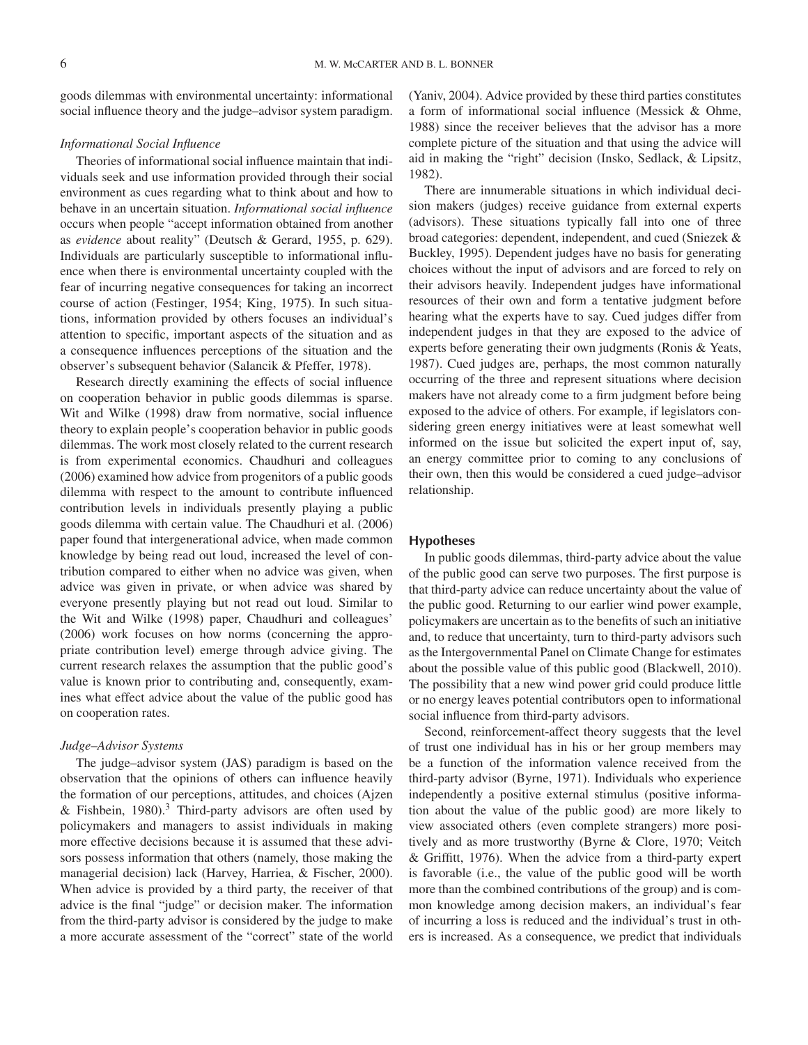goods dilemmas with environmental uncertainty: informational social influence theory and the judge–advisor system paradigm.

### *Informational Social Influence*

Theories of informational social influence maintain that individuals seek and use information provided through their social environment as cues regarding what to think about and how to behave in an uncertain situation. *Informational social influence* occurs when people "accept information obtained from another as *evidence* about reality" (Deutsch & Gerard, 1955, p. 629). Individuals are particularly susceptible to informational influence when there is environmental uncertainty coupled with the fear of incurring negative consequences for taking an incorrect course of action (Festinger, 1954; King, 1975). In such situations, information provided by others focuses an individual's attention to specific, important aspects of the situation and as a consequence influences perceptions of the situation and the observer's subsequent behavior (Salancik & Pfeffer, 1978).

Research directly examining the effects of social influence on cooperation behavior in public goods dilemmas is sparse. Wit and Wilke (1998) draw from normative, social influence theory to explain people's cooperation behavior in public goods dilemmas. The work most closely related to the current research is from experimental economics. Chaudhuri and colleagues (2006) examined how advice from progenitors of a public goods dilemma with respect to the amount to contribute influenced contribution levels in individuals presently playing a public goods dilemma with certain value. The Chaudhuri et al. (2006) paper found that intergenerational advice, when made common knowledge by being read out loud, increased the level of contribution compared to either when no advice was given, when advice was given in private, or when advice was shared by everyone presently playing but not read out loud. Similar to the Wit and Wilke (1998) paper, Chaudhuri and colleagues' (2006) work focuses on how norms (concerning the appropriate contribution level) emerge through advice giving. The current research relaxes the assumption that the public good's value is known prior to contributing and, consequently, examines what effect advice about the value of the public good has on cooperation rates.

### *Judge–Advisor Systems*

The judge–advisor system (JAS) paradigm is based on the observation that the opinions of others can influence heavily the formation of our perceptions, attitudes, and choices (Ajzen & Fishbein, 1980).[3] Third-party advisors are often used by policymakers and managers to assist individuals in making more effective decisions because it is assumed that these advisors possess information that others (namely, those making the managerial decision) lack (Harvey, Harriea, & Fischer, 2000). When advice is provided by a third party, the receiver of that advice is the final "judge" or decision maker. The information from the third-party advisor is considered by the judge to make a more accurate assessment of the "correct" state of the world (Yaniv, 2004). Advice provided by these third parties constitutes a form of informational social influence (Messick & Ohme, 1988) since the receiver believes that the advisor has a more complete picture of the situation and that using the advice will aid in making the "right" decision (Insko, Sedlack, & Lipsitz, 1982).

There are innumerable situations in which individual decision makers (judges) receive guidance from external experts (advisors). These situations typically fall into one of three broad categories: dependent, independent, and cued (Sniezek & Buckley, 1995). Dependent judges have no basis for generating choices without the input of advisors and are forced to rely on their advisors heavily. Independent judges have informational resources of their own and form a tentative judgment before hearing what the experts have to say. Cued judges differ from independent judges in that they are exposed to the advice of experts before generating their own judgments (Ronis & Yeats, 1987). Cued judges are, perhaps, the most common naturally occurring of the three and represent situations where decision makers have not already come to a firm judgment before being exposed to the advice of others. For example, if legislators considering green energy initiatives were at least somewhat well informed on the issue but solicited the expert input of, say, an energy committee prior to coming to any conclusions of their own, then this would be considered a cued judge–advisor relationship.

## Hypotheses

In public goods dilemmas, third-party advice about the value of the public good can serve two purposes. The first purpose is that third-party advice can reduce uncertainty about the value of the public good. Returning to our earlier wind power example, policymakers are uncertain as to the benefits of such an initiative and, to reduce that uncertainty, turn to third-party advisors such as the Intergovernmental Panel on Climate Change for estimates about the possible value of this public good (Blackwell, 2010). The possibility that a new wind power grid could produce little or no energy leaves potential contributors open to informational social influence from third-party advisors.

Second, reinforcement-affect theory suggests that the level of trust one individual has in his or her group members may be a function of the information valence received from the third-party advisor (Byrne, 1971). Individuals who experience independently a positive external stimulus (positive information about the value of the public good) are more likely to view associated others (even complete strangers) more positively and as more trustworthy (Byrne & Clore, 1970; Veitch & Griffitt, 1976). When the advice from a third-party expert is favorable (i.e., the value of the public good will be worth more than the combined contributions of the group) and is common knowledge among decision makers, an individual's fear of incurring a loss is reduced and the individual's trust in others is increased. As a consequence, we predict that individuals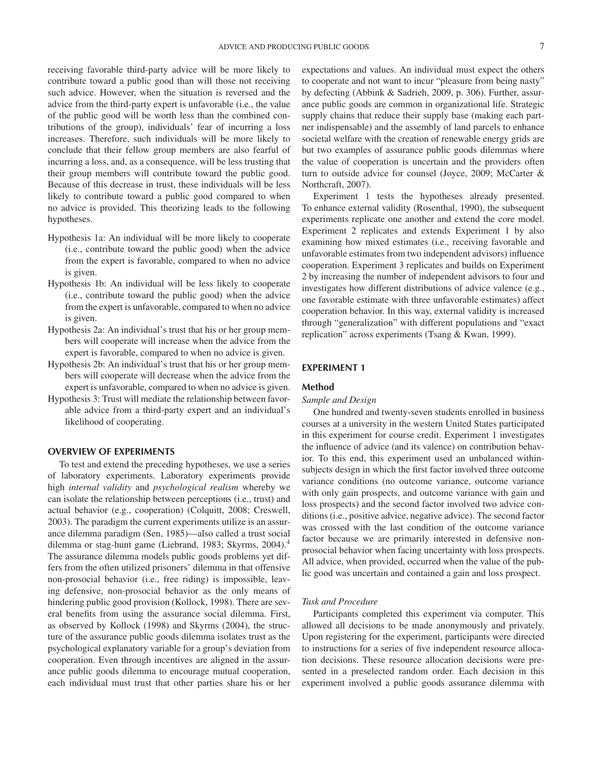receiving favorable third-party advice will be more likely to contribute toward a public good than will those not receiving such advice. However, when the situation is reversed and the advice from the third-party expert is unfavorable (i.e., the value of the public good will be worth less than the combined contributions of the group), individuals' fear of incurring a loss increases. Therefore, such individuals will be more likely to conclude that their fellow group members are also fearful of incurring a loss, and, as a consequence, will be less trusting that their group members will contribute toward the public good. Because of this decrease in trust, these individuals will be less likely to contribute toward a public good compared to when no advice is provided. This theorizing leads to the following hypotheses.

- Hypothesis 1a: An individual will be more likely to cooperate (i.e., contribute toward the public good) when the advice from the expert is favorable, compared to when no advice is given.
- Hypothesis 1b: An individual will be less likely to cooperate (i.e., contribute toward the public good) when the advice from the expert is unfavorable, compared to when no advice is given.
- Hypothesis 2a: An individual's trust that his or her group members will cooperate will increase when the advice from the expert is favorable, compared to when no advice is given.
- Hypothesis 2b: An individual's trust that his or her group members will cooperate will decrease when the advice from the expert is unfavorable, compared to when no advice is given.
- Hypothesis 3: Trust will mediate the relationship between favorable advice from a third-party expert and an individual's likelihood of cooperating.

## OVERVIEW OF EXPERIMENTS

To test and extend the preceding hypotheses, we use a series of laboratory experiments. Laboratory experiments provide high *internal validity* and *psychological realism* whereby we can isolate the relationship between perceptions (i.e., trust) and actual behavior (e.g., cooperation) (Colquitt, 2008; Creswell, 2003). The paradigm the current experiments utilize is an assurance dilemma paradigm (Sen, 1985)—also called a trust social dilemma or stag-hunt game (Liebrand, 1983; Skyrms, 2004).[4] The assurance dilemma models public goods problems yet differs from the often utilized prisoners' dilemma in that offensive non-prosocial behavior (i.e., free riding) is impossible, leaving defensive, non-prosocial behavior as the only means of hindering public good provision (Kollock, 1998). There are several benefits from using the assurance social dilemma. First, as observed by Kollock (1998) and Skyrms (2004), the structure of the assurance public goods dilemma isolates trust as the psychological explanatory variable for a group's deviation from cooperation. Even through incentives are aligned in the assurance public goods dilemma to encourage mutual cooperation, each individual must trust that other parties share his or her expectations and values. An individual must expect the others to cooperate and not want to incur "pleasure from being nasty" by defecting (Abbink & Sadrieh, 2009, p. 306). Further, assurance public goods are common in organizational life. Strategic supply chains that reduce their supply base (making each partner indispensable) and the assembly of land parcels to enhance societal welfare with the creation of renewable energy grids are but two examples of assurance public goods dilemmas where the value of cooperation is uncertain and the providers often turn to outside advice for counsel (Joyce, 2009; McCarter & Northcraft, 2007).

Experiment 1 tests the hypotheses already presented. To enhance external validity (Rosenthal, 1990), the subsequent experiments replicate one another and extend the core model. Experiment 2 replicates and extends Experiment 1 by also examining how mixed estimates (i.e., receiving favorable and unfavorable estimates from two independent advisors) influence cooperation. Experiment 3 replicates and builds on Experiment 2 by increasing the number of independent advisors to four and investigates how different distributions of advice valence (e.g., one favorable estimate with three unfavorable estimates) affect cooperation behavior. In this way, external validity is increased through "generalization" with different populations and "exact replication" across experiments (Tsang & Kwan, 1999).

## EXPERIMENT 1

### Method

#### *Sample and Design*

One hundred and twenty-seven students enrolled in business courses at a university in the western United States participated in this experiment for course credit. Experiment 1 investigates the influence of advice (and its valence) on contribution behavior. To this end, this experiment used an unbalanced within-subjects design in which the first factor involved three outcome variance conditions (no outcome variance, outcome variance with only gain prospects, and outcome variance with gain and loss prospects) and the second factor involved two advice conditions (i.e., positive advice, negative advice). The second factor was crossed with the last condition of the outcome variance factor because we are primarily interested in defensive non-prosocial behavior when facing uncertainty with loss prospects. All advice, when provided, occurred when the value of the public good was uncertain and contained a gain and loss prospect.

#### *Task and Procedure*

Participants completed this experiment via computer. This allowed all decisions to be made anonymously and privately. Upon registering for the experiment, participants were directed to instructions for a series of five independent resource allocation decisions. These resource allocation decisions were presented in a preselected random order. Each decision in this experiment involved a public goods assurance dilemma with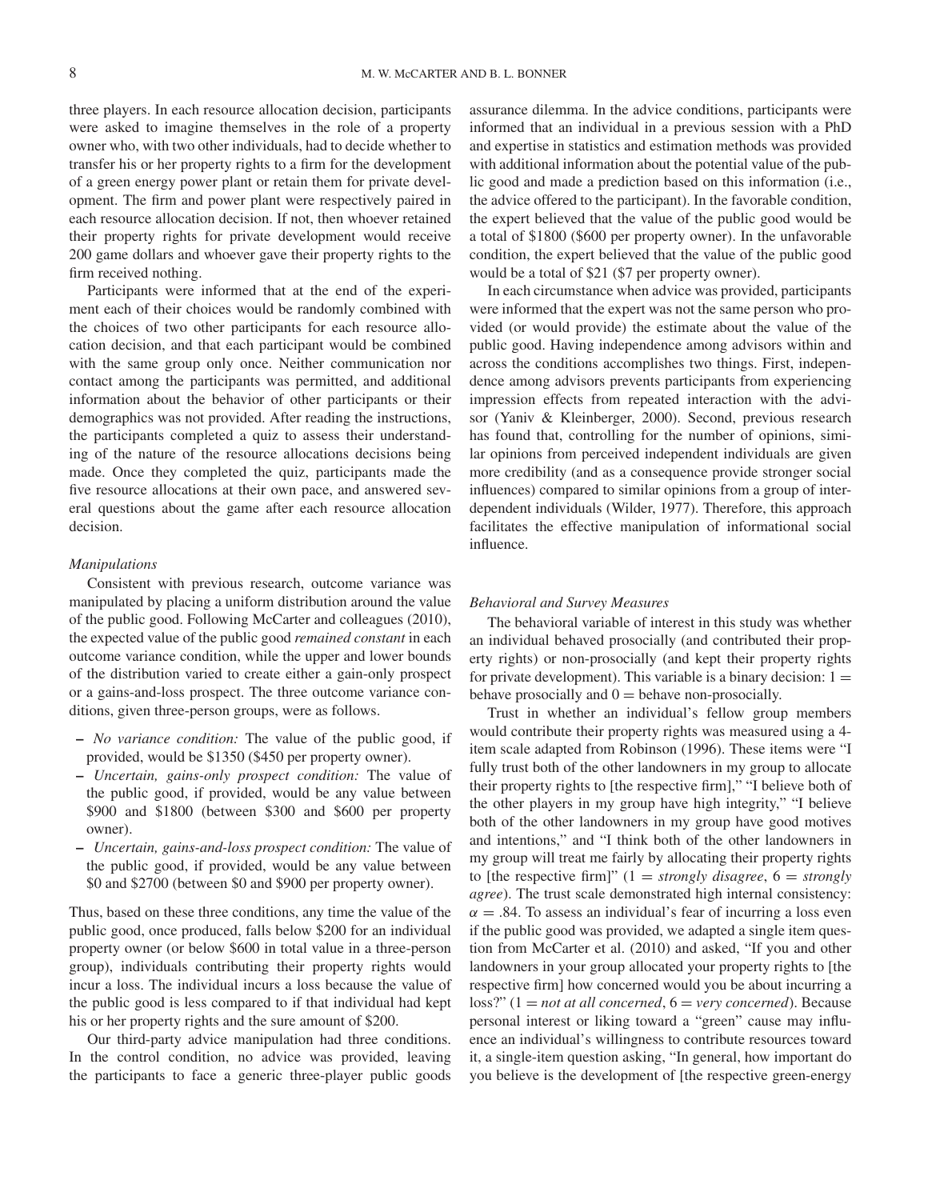three players. In each resource allocation decision, participants were asked to imagine themselves in the role of a property owner who, with two other individuals, had to decide whether to transfer his or her property rights to a firm for the development of a green energy power plant or retain them for private development. The firm and power plant were respectively paired in each resource allocation decision. If not, then whoever retained their property rights for private development would receive 200 game dollars and whoever gave their property rights to the firm received nothing.

Participants were informed that at the end of the experiment each of their choices would be randomly combined with the choices of two other participants for each resource allocation decision, and that each participant would be combined with the same group only once. Neither communication nor contact among the participants was permitted, and additional information about the behavior of other participants or their demographics was not provided. After reading the instructions, the participants completed a quiz to assess their understanding of the nature of the resource allocations decisions being made. Once they completed the quiz, participants made the five resource allocations at their own pace, and answered several questions about the game after each resource allocation decision.

### *Manipulations*

Consistent with previous research, outcome variance was manipulated by placing a uniform distribution around the value of the public good. Following McCarter and colleagues (2010), the expected value of the public good *remained constant* in each outcome variance condition, while the upper and lower bounds of the distribution varied to create either a gain-only prospect or a gains-and-loss prospect. The three outcome variance conditions, given three-person groups, were as follows.

- *No variance condition:* The value of the public good, if provided, would be $1350 ($450 per property owner).
- *Uncertain, gains-only prospect condition:* The value of the public good, if provided, would be any value between $900 and $1800 (between $300 and $600 per property owner).
- *Uncertain, gains-and-loss prospect condition:* The value of the public good, if provided, would be any value between $0 and $2700 (between $0 and $900 per property owner).

Thus, based on these three conditions, any time the value of the public good, once produced, falls below $200 for an individual property owner (or below $600 in total value in a three-person group), individuals contributing their property rights would incur a loss. The individual incurs a loss because the value of the public good is less compared to if that individual had kept his or her property rights and the sure amount of $200.

Our third-party advice manipulation had three conditions. In the control condition, no advice was provided, leaving the participants to face a generic three-player public goods assurance dilemma. In the advice conditions, participants were informed that an individual in a previous session with a PhD and expertise in statistics and estimation methods was provided with additional information about the potential value of the public good and made a prediction based on this information (i.e., the advice offered to the participant). In the favorable condition, the expert believed that the value of the public good would be a total of $1800 ($600 per property owner). In the unfavorable condition, the expert believed that the value of the public good would be a total of $21 ($7 per property owner).

In each circumstance when advice was provided, participants were informed that the expert was not the same person who provided (or would provide) the estimate about the value of the public good. Having independence among advisors within and across the conditions accomplishes two things. First, independence among advisors prevents participants from experiencing impression effects from repeated interaction with the advisor (Yaniv & Kleinberger, 2000). Second, previous research has found that, controlling for the number of opinions, similar opinions from perceived independent individuals are given more credibility (and as a consequence provide stronger social influences) compared to similar opinions from a group of interdependent individuals (Wilder, 1977). Therefore, this approach facilitates the effective manipulation of informational social influence.

### *Behavioral and Survey Measures*

The behavioral variable of interest in this study was whether an individual behaved prosocially (and contributed their property rights) or non-prosocially (and kept their property rights for private development). This variable is a binary decision: $1 =$ behave prosocially and $0 =$ behave non-prosocially.

Trust in whether an individual's fellow group members would contribute their property rights was measured using a 4-item scale adapted from Robinson (1996). These items were "I fully trust both of the other landowners in my group to allocate their property rights to [the respective firm]," "I believe both of the other players in my group have high integrity," "I believe both of the other landowners in my group have good motives and intentions," and "I think both of the other landowners in my group will treat me fairly by allocating their property rights to [the respective firm]" ($1 =$ *strongly disagree*, $6 =$ *strongly agree*). The trust scale demonstrated high internal consistency: $\alpha = .84$. To assess an individual's fear of incurring a loss even if the public good was provided, we adapted a single item question from McCarter et al. (2010) and asked, "If you and other landowners in your group allocated your property rights to [the respective firm] how concerned would you be about incurring a loss?" ($1 =$ *not at all concerned*, $6 =$ *very concerned*). Because personal interest or liking toward a "green" cause may influence an individual's willingness to contribute resources toward it, a single-item question asking, "In general, how important do you believe is the development of [the respective green-energy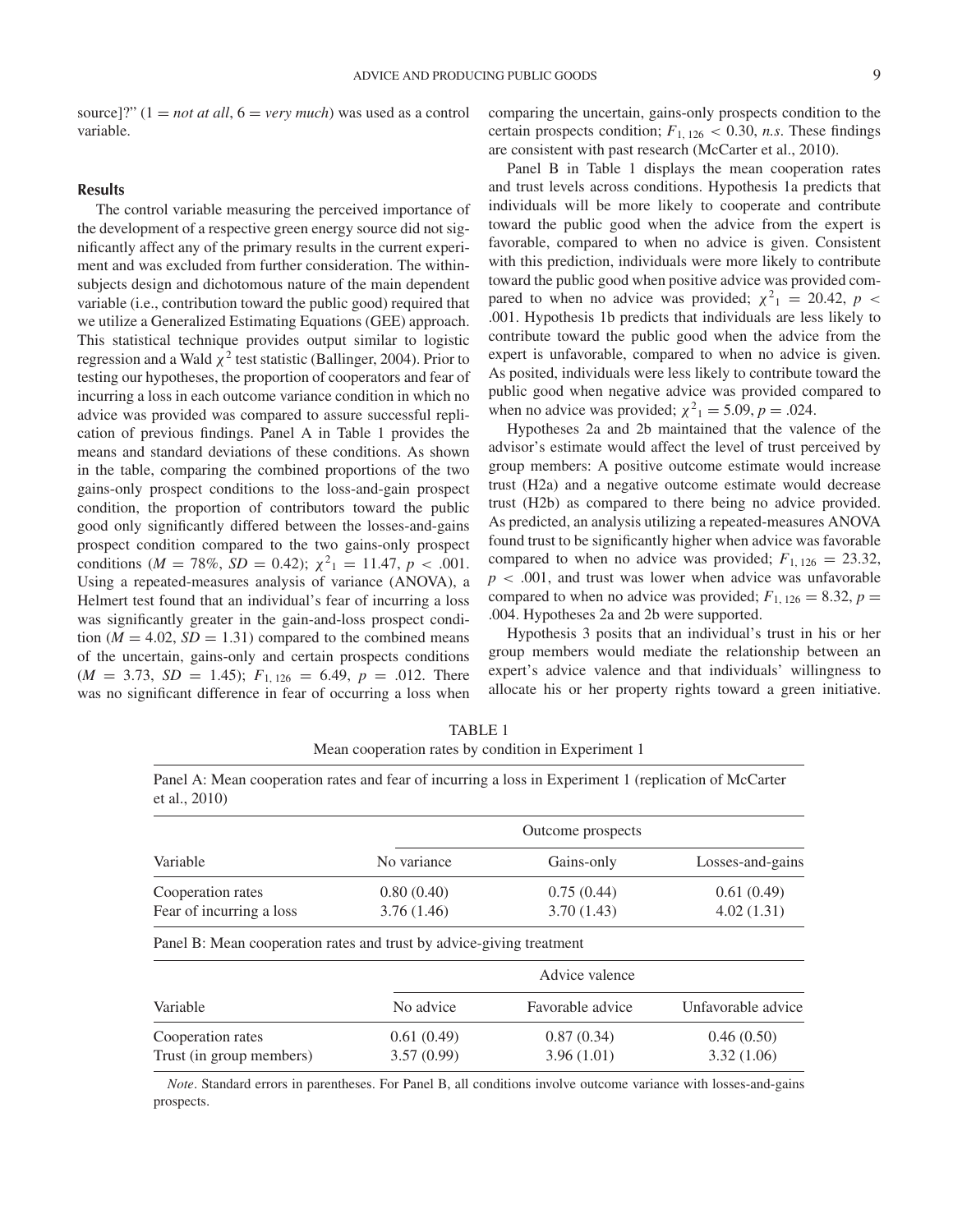source]?" (1 = *not at all*, 6 = *very much*) was used as a control variable.

### Results

The control variable measuring the perceived importance of the development of a respective green energy source did not significantly affect any of the primary results in the current experiment and was excluded from further consideration. The within-subjects design and dichotomous nature of the main dependent variable (i.e., contribution toward the public good) required that we utilize a Generalized Estimating Equations (GEE) approach. This statistical technique provides output similar to logistic regression and a Wald $\chi^2$ test statistic (Ballinger, 2004). Prior to testing our hypotheses, the proportion of cooperators and fear of incurring a loss in each outcome variance condition in which no advice was provided was compared to assure successful replication of previous findings. Panel A in Table 1 provides the means and standard deviations of these conditions. As shown in the table, comparing the combined proportions of the two gains-only prospect conditions to the loss-and-gain prospect condition, the proportion of contributors toward the public good only significantly differed between the losses-and-gains prospect condition compared to the two gains-only prospect conditions ($M = 78\%$, $SD = 0.42$); $\chi^2_1 = 11.47$, $p < .001$. Using a repeated-measures analysis of variance (ANOVA), a Helmert test found that an individual's fear of incurring a loss was significantly greater in the gain-and-loss prospect condition ($M = 4.02$, $SD = 1.31$) compared to the combined means of the uncertain, gains-only and certain prospects conditions ($M = 3.73$, $SD = 1.45$); $F_{1, 126} = 6.49$, $p = .012$. There was no significant difference in fear of occurring a loss when comparing the uncertain, gains-only prospects condition to the certain prospects condition; $F_{1, 126} < 0.30$, *n.s.* These findings are consistent with past research (McCarter et al., 2010).

Panel B in Table 1 displays the mean cooperation rates and trust levels across conditions. Hypothesis 1a predicts that individuals will be more likely to cooperate and contribute toward the public good when the advice from the expert is favorable, compared to when no advice is given. Consistent with this prediction, individuals were more likely to contribute toward the public good when positive advice was provided compared to when no advice was provided; $\chi^2_1 = 20.42$, $p < .001$. Hypothesis 1b predicts that individuals are less likely to contribute toward the public good when the advice from the expert is unfavorable, compared to when no advice is given. As posited, individuals were less likely to contribute toward the public good when negative advice was provided compared to when no advice was provided; $\chi^2_1 = 5.09$, $p = .024$.

Hypotheses 2a and 2b maintained that the valence of the advisor's estimate would affect the level of trust perceived by group members: A positive outcome estimate would increase trust (H2a) and a negative outcome estimate would decrease trust (H2b) as compared to there being no advice provided. As predicted, an analysis utilizing a repeated-measures ANOVA found trust to be significantly higher when advice was favorable compared to when no advice was provided; $F_{1, 126} = 23.32$, $p < .001$, and trust was lower when advice was unfavorable compared to when no advice was provided; $F_{1, 126} = 8.32$, $p = .004$. Hypotheses 2a and 2b were supported.

Hypothesis 3 posits that an individual's trust in his or her group members would mediate the relationship between an expert's advice valence and that individuals' willingness to allocate his or her property rights toward a green initiative.

TABLE 1
Mean cooperation rates by condition in Experiment 1

Panel A: Mean cooperation rates and fear of incurring a loss in Experiment 1 (replication of McCarter et al., 2010)

| | Outcome prospects | | |
|---|---|---|---|
| Variable | No variance | Gains-only | Losses-and-gains |
| Cooperation rates | 0.80 (0.40) | 0.75 (0.44) | 0.61 (0.49) |
| Fear of incurring a loss | 3.76 (1.46) | 3.70 (1.43) | 4.02 (1.31) |

Panel B: Mean cooperation rates and trust by advice-giving treatment

| | Advice valence | | |
|---|---|---|---|
| Variable | No advice | Favorable advice | Unfavorable advice |
| Cooperation rates | 0.61 (0.49) | 0.87 (0.34) | 0.46 (0.50) |
| Trust (in group members) | 3.57 (0.99) | 3.96 (1.01) | 3.32 (1.06) |

*Note*. Standard errors in parentheses. For Panel B, all conditions involve outcome variance with losses-and-gains prospects.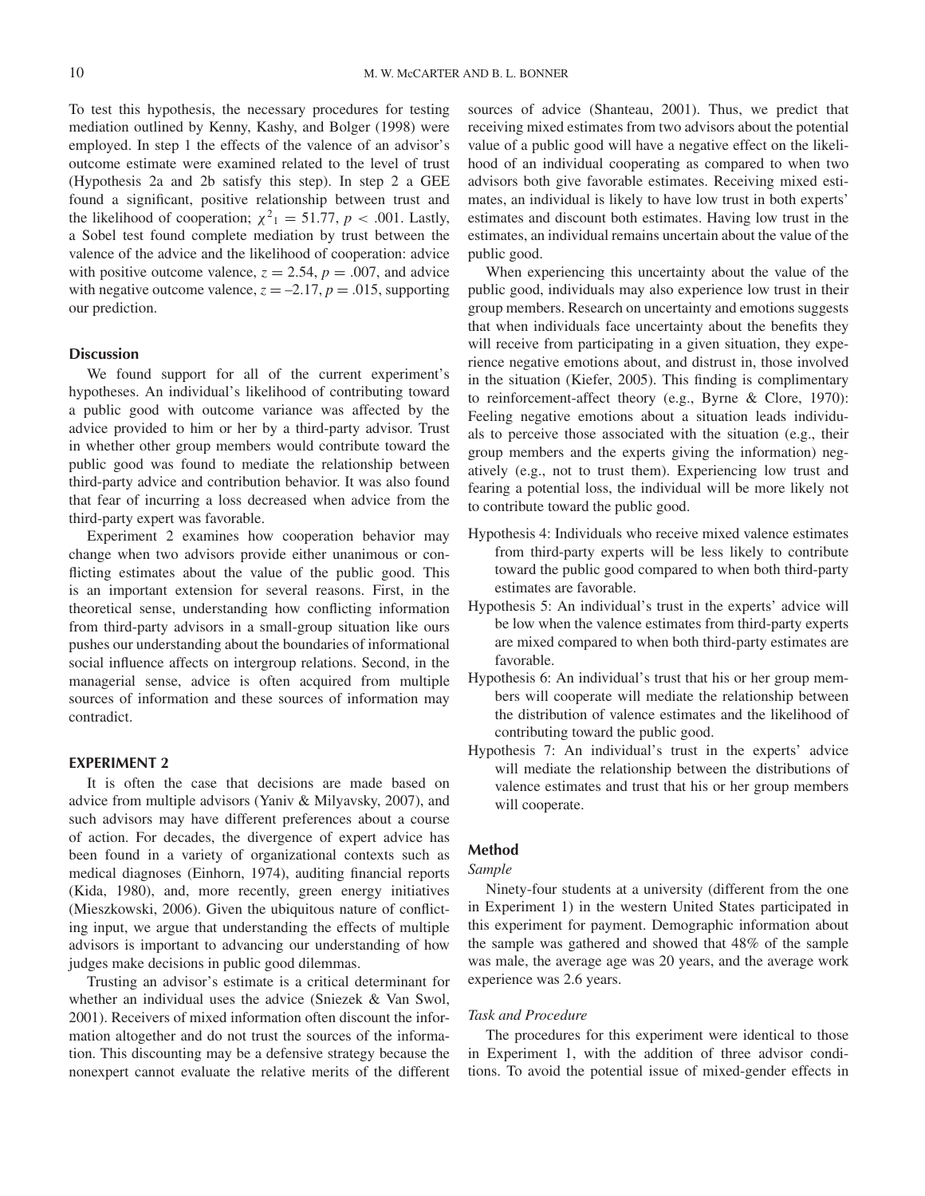To test this hypothesis, the necessary procedures for testing mediation outlined by Kenny, Kashy, and Bolger (1998) were employed. In step 1 the effects of the valence of an advisor's outcome estimate were examined related to the level of trust (Hypothesis 2a and 2b satisfy this step). In step 2 a GEE found a significant, positive relationship between trust and the likelihood of cooperation; $\chi^2_1 = 51.77$, $p < .001$. Lastly, a Sobel test found complete mediation by trust between the valence of the advice and the likelihood of cooperation: advice with positive outcome valence, $z = 2.54$, $p = .007$, and advice with negative outcome valence, $z = –2.17$, $p = .015$, supporting our prediction.

### Discussion

We found support for all of the current experiment's hypotheses. An individual's likelihood of contributing toward a public good with outcome variance was affected by the advice provided to him or her by a third-party advisor. Trust in whether other group members would contribute toward the public good was found to mediate the relationship between third-party advice and contribution behavior. It was also found that fear of incurring a loss decreased when advice from the third-party expert was favorable.

Experiment 2 examines how cooperation behavior may change when two advisors provide either unanimous or conflicting estimates about the value of the public good. This is an important extension for several reasons. First, in the theoretical sense, understanding how conflicting information from third-party advisors in a small-group situation like ours pushes our understanding about the boundaries of informational social influence affects on intergroup relations. Second, in the managerial sense, advice is often acquired from multiple sources of information and these sources of information may contradict.

## EXPERIMENT 2

It is often the case that decisions are made based on advice from multiple advisors (Yaniv & Milyavsky, 2007), and such advisors may have different preferences about a course of action. For decades, the divergence of expert advice has been found in a variety of organizational contexts such as medical diagnoses (Einhorn, 1974), auditing financial reports (Kida, 1980), and, more recently, green energy initiatives (Mieszkowski, 2006). Given the ubiquitous nature of conflicting input, we argue that understanding the effects of multiple advisors is important to advancing our understanding of how judges make decisions in public good dilemmas.

Trusting an advisor's estimate is a critical determinant for whether an individual uses the advice (Sniezek & Van Swol, 2001). Receivers of mixed information often discount the information altogether and do not trust the sources of the information. This discounting may be a defensive strategy because the nonexpert cannot evaluate the relative merits of the different sources of advice (Shanteau, 2001). Thus, we predict that receiving mixed estimates from two advisors about the potential value of a public good will have a negative effect on the likelihood of an individual cooperating as compared to when two advisors both give favorable estimates. Receiving mixed estimates, an individual is likely to have low trust in both experts' estimates and discount both estimates. Having low trust in the estimates, an individual remains uncertain about the value of the public good.

When experiencing this uncertainty about the value of the public good, individuals may also experience low trust in their group members. Research on uncertainty and emotions suggests that when individuals face uncertainty about the benefits they will receive from participating in a given situation, they experience negative emotions about, and distrust in, those involved in the situation (Kiefer, 2005). This finding is complimentary to reinforcement-affect theory (e.g., Byrne & Clore, 1970): Feeling negative emotions about a situation leads individuals to perceive those associated with the situation (e.g., their group members and the experts giving the information) negatively (e.g., not to trust them). Experiencing low trust and fearing a potential loss, the individual will be more likely not to contribute toward the public good.

Hypothesis 4: Individuals who receive mixed valence estimates from third-party experts will be less likely to contribute toward the public good compared to when both third-party estimates are favorable.

Hypothesis 5: An individual's trust in the experts' advice will be low when the valence estimates from third-party experts are mixed compared to when both third-party estimates are favorable.

Hypothesis 6: An individual's trust that his or her group members will cooperate will mediate the relationship between the distribution of valence estimates and the likelihood of contributing toward the public good.

Hypothesis 7: An individual's trust in the experts' advice will mediate the relationship between the distributions of valence estimates and trust that his or her group members will cooperate.

### Method

#### *Sample*

Ninety-four students at a university (different from the one in Experiment 1) in the western United States participated in this experiment for payment. Demographic information about the sample was gathered and showed that 48% of the sample was male, the average age was 20 years, and the average work experience was 2.6 years.

#### *Task and Procedure*

The procedures for this experiment were identical to those in Experiment 1, with the addition of three advisor conditions. To avoid the potential issue of mixed-gender effects in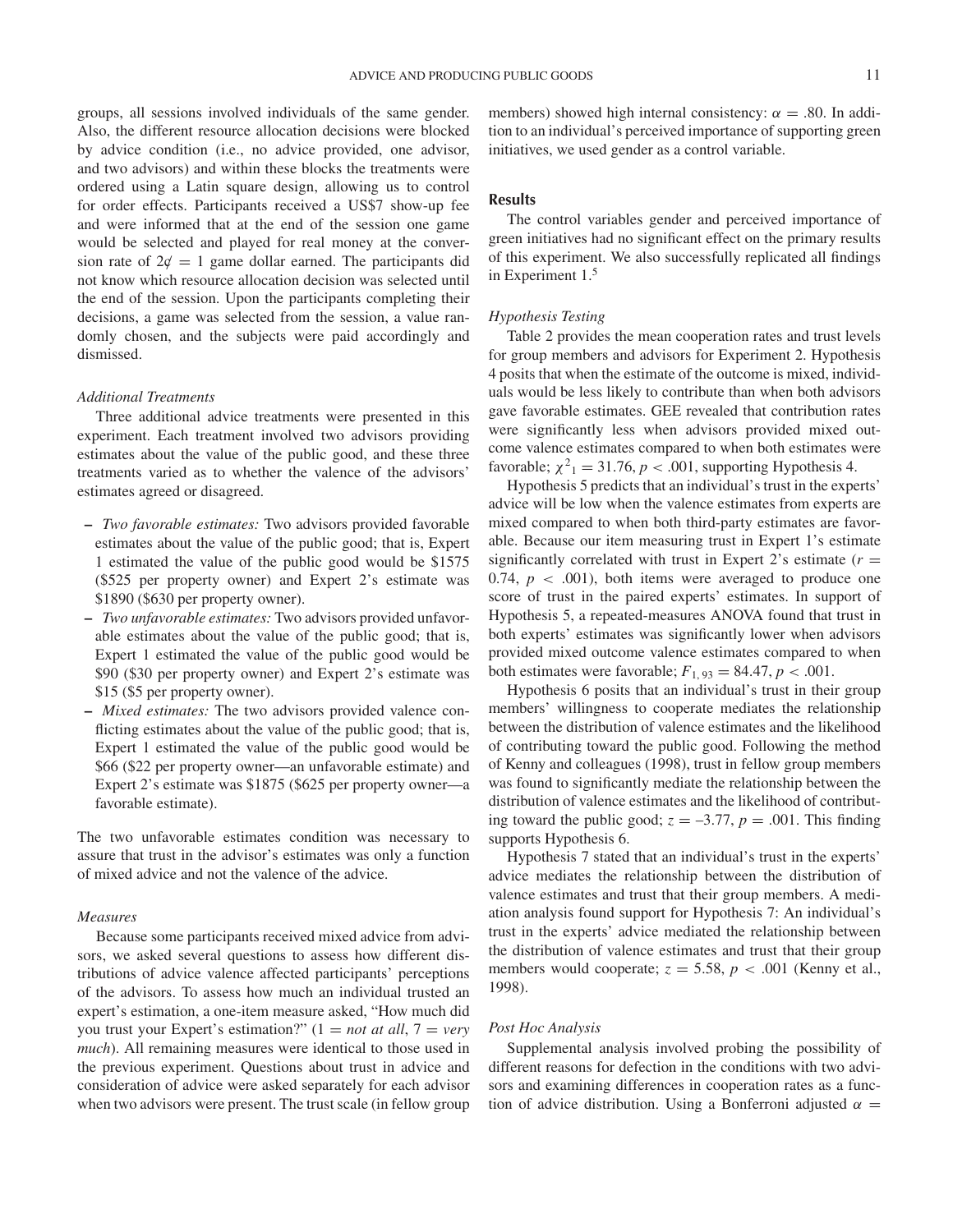groups, all sessions involved individuals of the same gender. Also, the different resource allocation decisions were blocked by advice condition (i.e., no advice provided, one advisor, and two advisors) and within these blocks the treatments were ordered using a Latin square design, allowing us to control for order effects. Participants received a US$7 show-up fee and were informed that at the end of the session one game would be selected and played for real money at the conversion rate of 2¢ = 1 game dollar earned. The participants did not know which resource allocation decision was selected until the end of the session. Upon the participants completing their decisions, a game was selected from the session, a value randomly chosen, and the subjects were paid accordingly and dismissed.

### *Additional Treatments*

Three additional advice treatments were presented in this experiment. Each treatment involved two advisors providing estimates about the value of the public good, and these three treatments varied as to whether the valence of the advisors' estimates agreed or disagreed.

- *Two favorable estimates:* Two advisors provided favorable estimates about the value of the public good; that is, Expert 1 estimated the value of the public good would be $1575 ($525 per property owner) and Expert 2's estimate was $1890 ($630 per property owner).
- *Two unfavorable estimates:* Two advisors provided unfavorable estimates about the value of the public good; that is, Expert 1 estimated the value of the public good would be $90 ($30 per property owner) and Expert 2's estimate was $15 ($5 per property owner).
- *Mixed estimates:* The two advisors provided valence conflicting estimates about the value of the public good; that is, Expert 1 estimated the value of the public good would be $66 ($22 per property owner—an unfavorable estimate) and Expert 2's estimate was $1875 ($625 per property owner—a favorable estimate).

The two unfavorable estimates condition was necessary to assure that trust in the advisor's estimates was only a function of mixed advice and not the valence of the advice.

### *Measures*

Because some participants received mixed advice from advisors, we asked several questions to assess how different distributions of advice valence affected participants' perceptions of the advisors. To assess how much an individual trusted an expert's estimation, a one-item measure asked, "How much did you trust your Expert's estimation?" (1 = *not at all*, 7 = *very much*). All remaining measures were identical to those used in the previous experiment. Questions about trust in advice and consideration of advice were asked separately for each advisor when two advisors were present. The trust scale (in fellow group members) showed high internal consistency: $\alpha = .80$. In addition to an individual's perceived importance of supporting green initiatives, we used gender as a control variable.

## Results

The control variables gender and perceived importance of green initiatives had no significant effect on the primary results of this experiment. We also successfully replicated all findings in Experiment 1.[5]

### *Hypothesis Testing*

Table 2 provides the mean cooperation rates and trust levels for group members and advisors for Experiment 2. Hypothesis 4 posits that when the estimate of the outcome is mixed, individuals would be less likely to contribute than when both advisors gave favorable estimates. GEE revealed that contribution rates were significantly less when advisors provided mixed outcome valence estimates compared to when both estimates were favorable; $\chi^2_1 = 31.76$, $p < .001$, supporting Hypothesis 4.

Hypothesis 5 predicts that an individual's trust in the experts' advice will be low when the valence estimates from experts are mixed compared to when both third-party estimates are favorable. Because our item measuring trust in Expert 1's estimate significantly correlated with trust in Expert 2's estimate ($r = 0.74$, $p < .001$), both items were averaged to produce one score of trust in the paired experts' estimates. In support of Hypothesis 5, a repeated-measures ANOVA found that trust in both experts' estimates was significantly lower when advisors provided mixed outcome valence estimates compared to when both estimates were favorable; $F_{1,\,93} = 84.47$, $p < .001$.

Hypothesis 6 posits that an individual's trust in their group members' willingness to cooperate mediates the relationship between the distribution of valence estimates and the likelihood of contributing toward the public good. Following the method of Kenny and colleagues (1998), trust in fellow group members was found to significantly mediate the relationship between the distribution of valence estimates and the likelihood of contributing toward the public good; $z = -3.77$, $p = .001$. This finding supports Hypothesis 6.

Hypothesis 7 stated that an individual's trust in the experts' advice mediates the relationship between the distribution of valence estimates and trust that their group members. A mediation analysis found support for Hypothesis 7: An individual's trust in the experts' advice mediated the relationship between the distribution of valence estimates and trust that their group members would cooperate; $z = 5.58$, $p < .001$ (Kenny et al., 1998).

### *Post Hoc Analysis*

Supplemental analysis involved probing the possibility of different reasons for defection in the conditions with two advisors and examining differences in cooperation rates as a function of advice distribution. Using a Bonferroni adjusted $\alpha =$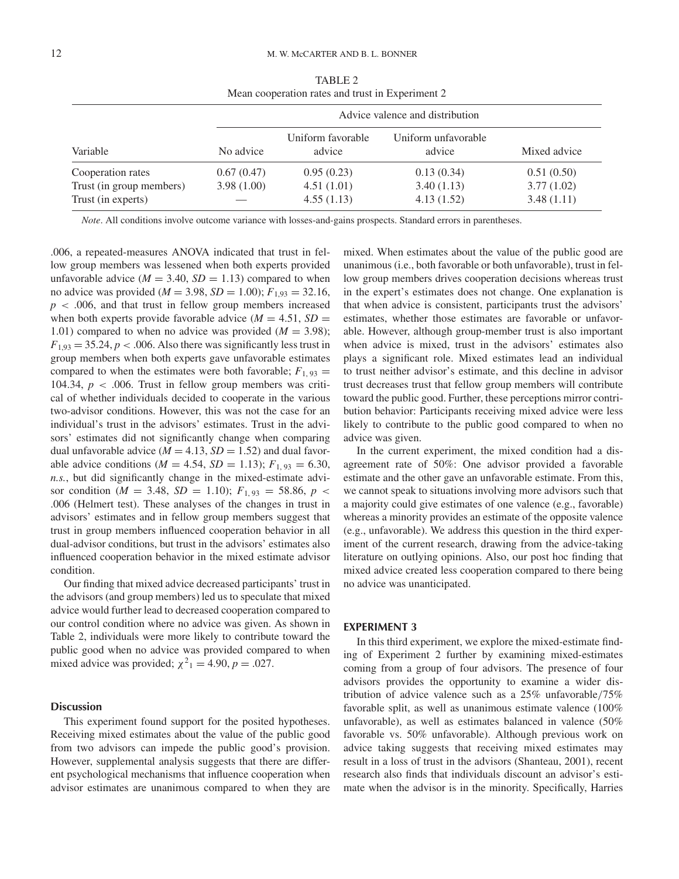TABLE 2
Mean cooperation rates and trust in Experiment 2

| | Advice valence and distribution | | | |
|---|---|---|---|---|
| Variable | No advice | Uniform favorable advice | Uniform unfavorable advice | Mixed advice |
| Cooperation rates | 0.67 (0.47) | 0.95 (0.23) | 0.13 (0.34) | 0.51 (0.50) |
| Trust (in group members) | 3.98 (1.00) | 4.51 (1.01) | 3.40 (1.13) | 3.77 (1.02) |
| Trust (in experts) | — | 4.55 (1.13) | 4.13 (1.52) | 3.48 (1.11) |

*Note*. All conditions involve outcome variance with losses-and-gains prospects. Standard errors in parentheses.

.006, a repeated-measures ANOVA indicated that trust in fellow group members was lessened when both experts provided unfavorable advice ($M = 3.40$, $SD = 1.13$) compared to when no advice was provided ($M = 3.98$, $SD = 1.00$); $F_{1,93} = 32.16$, $p < .006$, and that trust in fellow group members increased when both experts provide favorable advice ($M = 4.51$, $SD = 1.01$) compared to when no advice was provided ($M = 3.98$); $F_{1,93} = 35.24$, $p < .006$. Also there was significantly less trust in group members when both experts gave unfavorable estimates compared to when the estimates were both favorable; $F_{1,93} = 104.34$, $p < .006$. Trust in fellow group members was critical of whether individuals decided to cooperate in the various two-advisor conditions. However, this was not the case for an individual's trust in the advisors' estimates. Trust in the advisors' estimates did not significantly change when comparing dual unfavorable advice ($M = 4.13$, $SD = 1.52$) and dual favorable advice conditions ($M = 4.54$, $SD = 1.13$); $F_{1,93} = 6.30$, *n.s.*, but did significantly change in the mixed-estimate advisor condition ($M = 3.48$, $SD = 1.10$); $F_{1,93} = 58.86$, $p < .006$ (Helmert test). These analyses of the changes in trust in advisors' estimates and in fellow group members suggest that trust in group members influenced cooperation behavior in all dual-advisor conditions, but trust in the advisors' estimates also influenced cooperation behavior in the mixed estimate advisor condition.

Our finding that mixed advice decreased participants' trust in the advisors (and group members) led us to speculate that mixed advice would further lead to decreased cooperation compared to our control condition where no advice was given. As shown in Table 2, individuals were more likely to contribute toward the public good when no advice was provided compared to when mixed advice was provided; $\chi^2_1 = 4.90$, $p = .027$.

### Discussion

This experiment found support for the posited hypotheses. Receiving mixed estimates about the value of the public good from two advisors can impede the public good's provision. However, supplemental analysis suggests that there are different psychological mechanisms that influence cooperation when advisor estimates are unanimous compared to when they are mixed. When estimates about the value of the public good are unanimous (i.e., both favorable or both unfavorable), trust in fellow group members drives cooperation decisions whereas trust in the expert's estimates does not change. One explanation is that when advice is consistent, participants trust the advisors' estimates, whether those estimates are favorable or unfavorable. However, although group-member trust is also important when advice is mixed, trust in the advisors' estimates also plays a significant role. Mixed estimates lead an individual to trust neither advisor's estimate, and this decline in advisor trust decreases trust that fellow group members will contribute toward the public good. Further, these perceptions mirror contribution behavior: Participants receiving mixed advice were less likely to contribute to the public good compared to when no advice was given.

In the current experiment, the mixed condition had a disagreement rate of 50%: One advisor provided a favorable estimate and the other gave an unfavorable estimate. From this, we cannot speak to situations involving more advisors such that a majority could give estimates of one valence (e.g., favorable) whereas a minority provides an estimate of the opposite valence (e.g., unfavorable). We address this question in the third experiment of the current research, drawing from the advice-taking literature on outlying opinions. Also, our post hoc finding that mixed advice created less cooperation compared to there being no advice was unanticipated.

## EXPERIMENT 3

In this third experiment, we explore the mixed-estimate finding of Experiment 2 further by examining mixed-estimates coming from a group of four advisors. The presence of four advisors provides the opportunity to examine a wider distribution of advice valence such as a 25% unfavorable/75% favorable split, as well as unanimous estimate valence (100% unfavorable), as well as estimates balanced in valence (50% favorable vs. 50% unfavorable). Although previous work on advice taking suggests that receiving mixed estimates may result in a loss of trust in the advisors (Shanteau, 2001), recent research also finds that individuals discount an advisor's estimate when the advisor is in the minority. Specifically, Harries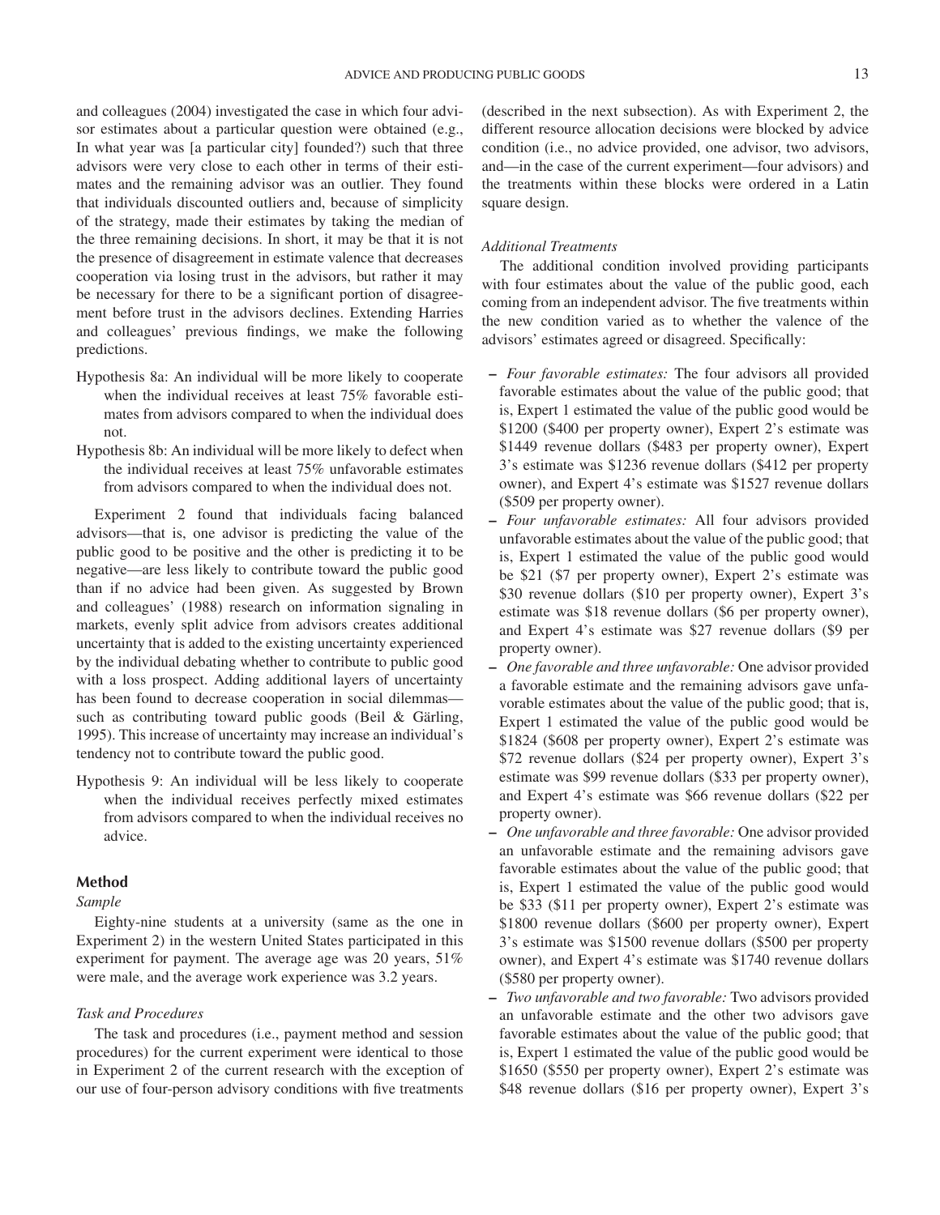and colleagues (2004) investigated the case in which four advisor estimates about a particular question were obtained (e.g., In what year was [a particular city] founded?) such that three advisors were very close to each other in terms of their estimates and the remaining advisor was an outlier. They found that individuals discounted outliers and, because of simplicity of the strategy, made their estimates by taking the median of the three remaining decisions. In short, it may be that it is not the presence of disagreement in estimate valence that decreases cooperation via losing trust in the advisors, but rather it may be necessary for there to be a significant portion of disagreement before trust in the advisors declines. Extending Harries and colleagues' previous findings, we make the following predictions.

Hypothesis 8a: An individual will be more likely to cooperate when the individual receives at least 75% favorable estimates from advisors compared to when the individual does not.

Hypothesis 8b: An individual will be more likely to defect when the individual receives at least 75% unfavorable estimates from advisors compared to when the individual does not.

Experiment 2 found that individuals facing balanced advisors—that is, one advisor is predicting the value of the public good to be positive and the other is predicting it to be negative—are less likely to contribute toward the public good than if no advice had been given. As suggested by Brown and colleagues' (1988) research on information signaling in markets, evenly split advice from advisors creates additional uncertainty that is added to the existing uncertainty experienced by the individual debating whether to contribute to public good with a loss prospect. Adding additional layers of uncertainty has been found to decrease cooperation in social dilemmas—such as contributing toward public goods (Beil & Gärling, 1995). This increase of uncertainty may increase an individual's tendency not to contribute toward the public good.

Hypothesis 9: An individual will be less likely to cooperate when the individual receives perfectly mixed estimates from advisors compared to when the individual receives no advice.

## Method

### *Sample*

Eighty-nine students at a university (same as the one in Experiment 2) in the western United States participated in this experiment for payment. The average age was 20 years, 51% were male, and the average work experience was 3.2 years.

### *Task and Procedures*

The task and procedures (i.e., payment method and session procedures) for the current experiment were identical to those in Experiment 2 of the current research with the exception of our use of four-person advisory conditions with five treatments (described in the next subsection). As with Experiment 2, the different resource allocation decisions were blocked by advice condition (i.e., no advice provided, one advisor, two advisors, and—in the case of the current experiment—four advisors) and the treatments within these blocks were ordered in a Latin square design.

### *Additional Treatments*

The additional condition involved providing participants with four estimates about the value of the public good, each coming from an independent advisor. The five treatments within the new condition varied as to whether the valence of the advisors' estimates agreed or disagreed. Specifically:

- *Four favorable estimates:* The four advisors all provided favorable estimates about the value of the public good; that is, Expert 1 estimated the value of the public good would be \$1200 (\$400 per property owner), Expert 2's estimate was \$1449 revenue dollars (\$483 per property owner), Expert 3's estimate was \$1236 revenue dollars (\$412 per property owner), and Expert 4's estimate was \$1527 revenue dollars (\$509 per property owner).
- *Four unfavorable estimates:* All four advisors provided unfavorable estimates about the value of the public good; that is, Expert 1 estimated the value of the public good would be \$21 (\$7 per property owner), Expert 2's estimate was \$30 revenue dollars (\$10 per property owner), Expert 3's estimate was \$18 revenue dollars (\$6 per property owner), and Expert 4's estimate was \$27 revenue dollars (\$9 per property owner).
- *One favorable and three unfavorable:* One advisor provided a favorable estimate and the remaining advisors gave unfavorable estimates about the value of the public good; that is, Expert 1 estimated the value of the public good would be \$1824 (\$608 per property owner), Expert 2's estimate was \$72 revenue dollars (\$24 per property owner), Expert 3's estimate was \$99 revenue dollars (\$33 per property owner), and Expert 4's estimate was \$66 revenue dollars (\$22 per property owner).
- *One unfavorable and three favorable:* One advisor provided an unfavorable estimate and the remaining advisors gave favorable estimates about the value of the public good; that is, Expert 1 estimated the value of the public good would be \$33 (\$11 per property owner), Expert 2's estimate was \$1800 revenue dollars (\$600 per property owner), Expert 3's estimate was \$1500 revenue dollars (\$500 per property owner), and Expert 4's estimate was \$1740 revenue dollars (\$580 per property owner).
- *Two unfavorable and two favorable:* Two advisors provided an unfavorable estimate and the other two advisors gave favorable estimates about the value of the public good; that is, Expert 1 estimated the value of the public good would be \$1650 (\$550 per property owner), Expert 2's estimate was \$48 revenue dollars (\$16 per property owner), Expert 3's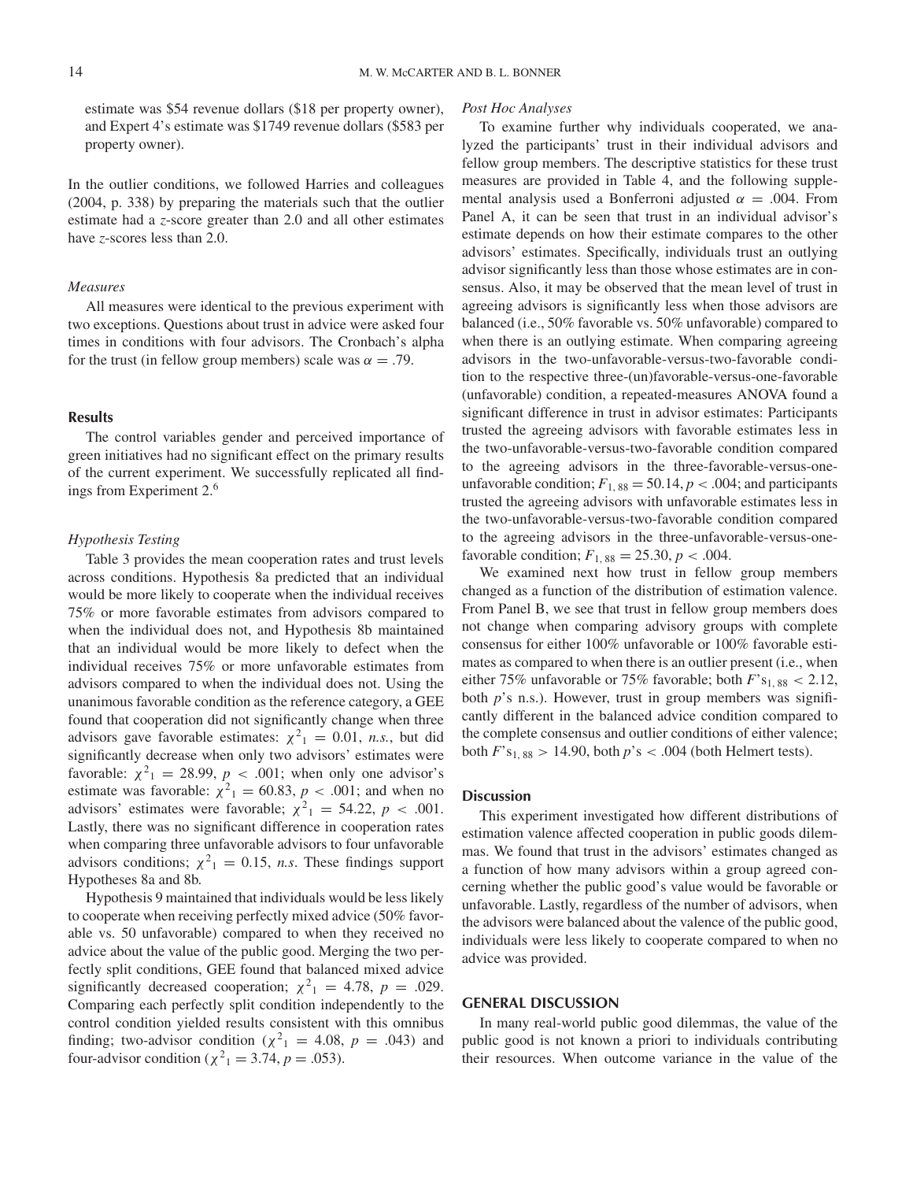estimate was \$54 revenue dollars (\$18 per property owner), and Expert 4's estimate was \$1749 revenue dollars (\$583 per property owner).

In the outlier conditions, we followed Harries and colleagues (2004, p. 338) by preparing the materials such that the outlier estimate had a *z*-score greater than 2.0 and all other estimates have *z*-scores less than 2.0.

### *Measures*

All measures were identical to the previous experiment with two exceptions. Questions about trust in advice were asked four times in conditions with four advisors. The Cronbach's alpha for the trust (in fellow group members) scale was $\alpha = .79$.

## Results

The control variables gender and perceived importance of green initiatives had no significant effect on the primary results of the current experiment. We successfully replicated all findings from Experiment 2.[6]

### *Hypothesis Testing*

Table 3 provides the mean cooperation rates and trust levels across conditions. Hypothesis 8a predicted that an individual would be more likely to cooperate when the individual receives 75% or more favorable estimates from advisors compared to when the individual does not, and Hypothesis 8b maintained that an individual would be more likely to defect when the individual receives 75% or more unfavorable estimates from advisors compared to when the individual does not. Using the unanimous favorable condition as the reference category, a GEE found that cooperation did not significantly change when three advisors gave favorable estimates: $\chi^2{}_1 = 0.01$, *n.s.*, but did significantly decrease when only two advisors' estimates were favorable: $\chi^2{}_1 = 28.99$, $p < .001$; when only one advisor's estimate was favorable: $\chi^2{}_1 = 60.83$, $p < .001$; and when no advisors' estimates were favorable; $\chi^2{}_1 = 54.22$, $p < .001$. Lastly, there was no significant difference in cooperation rates when comparing three unfavorable advisors to four unfavorable advisors conditions; $\chi^2{}_1 = 0.15$, *n.s*. These findings support Hypotheses 8a and 8b.

Hypothesis 9 maintained that individuals would be less likely to cooperate when receiving perfectly mixed advice (50% favorable vs. 50 unfavorable) compared to when they received no advice about the value of the public good. Merging the two perfectly split conditions, GEE found that balanced mixed advice significantly decreased cooperation; $\chi^2{}_1 = 4.78$, $p = .029$. Comparing each perfectly split condition independently to the control condition yielded results consistent with this omnibus finding; two-advisor condition ($\chi^2{}_1 = 4.08$, $p = .043$) and four-advisor condition ($\chi^2{}_1 = 3.74$, $p = .053$).

### *Post Hoc Analyses*

To examine further why individuals cooperated, we analyzed the participants' trust in their individual advisors and fellow group members. The descriptive statistics for these trust measures are provided in Table 4, and the following supplemental analysis used a Bonferroni adjusted $\alpha = .004$. From Panel A, it can be seen that trust in an individual advisor's estimate depends on how their estimate compares to the other advisors' estimates. Specifically, individuals trust an outlying advisor significantly less than those whose estimates are in consensus. Also, it may be observed that the mean level of trust in agreeing advisors is significantly less when those advisors are balanced (i.e., 50% favorable vs. 50% unfavorable) compared to when there is an outlying estimate. When comparing agreeing advisors in the two-unfavorable-versus-two-favorable condition to the respective three-(un)favorable-versus-one-favorable (unfavorable) condition, a repeated-measures ANOVA found a significant difference in trust in advisor estimates: Participants trusted the agreeing advisors with favorable estimates less in the two-unfavorable-versus-two-favorable condition compared to the agreeing advisors in the three-favorable-versus-one-unfavorable condition; $F_{1,88} = 50.14$, $p < .004$; and participants trusted the agreeing advisors with unfavorable estimates less in the two-unfavorable-versus-two-favorable condition compared to the agreeing advisors in the three-unfavorable-versus-one-favorable condition; $F_{1,88} = 25.30$, $p < .004$.

We examined next how trust in fellow group members changed as a function of the distribution of estimation valence. From Panel B, we see that trust in fellow group members does not change when comparing advisory groups with complete consensus for either 100% unfavorable or 100% favorable estimates as compared to when there is an outlier present (i.e., when either 75% unfavorable or 75% favorable; both $F$'s$_{1,88} < 2.12$, both $p$'s n.s.). However, trust in group members was significantly different in the balanced advice condition compared to the complete consensus and outlier conditions of either valence; both $F$'s$_{1,88} > 14.90$, both $p$'s $< .004$ (both Helmert tests).

## Discussion

This experiment investigated how different distributions of estimation valence affected cooperation in public goods dilemmas. We found that trust in the advisors' estimates changed as a function of how many advisors within a group agreed concerning whether the public good's value would be favorable or unfavorable. Lastly, regardless of the number of advisors, when the advisors were balanced about the valence of the public good, individuals were less likely to cooperate compared to when no advice was provided.

## GENERAL DISCUSSION

In many real-world public good dilemmas, the value of the public good is not known a priori to individuals contributing their resources. When outcome variance in the value of the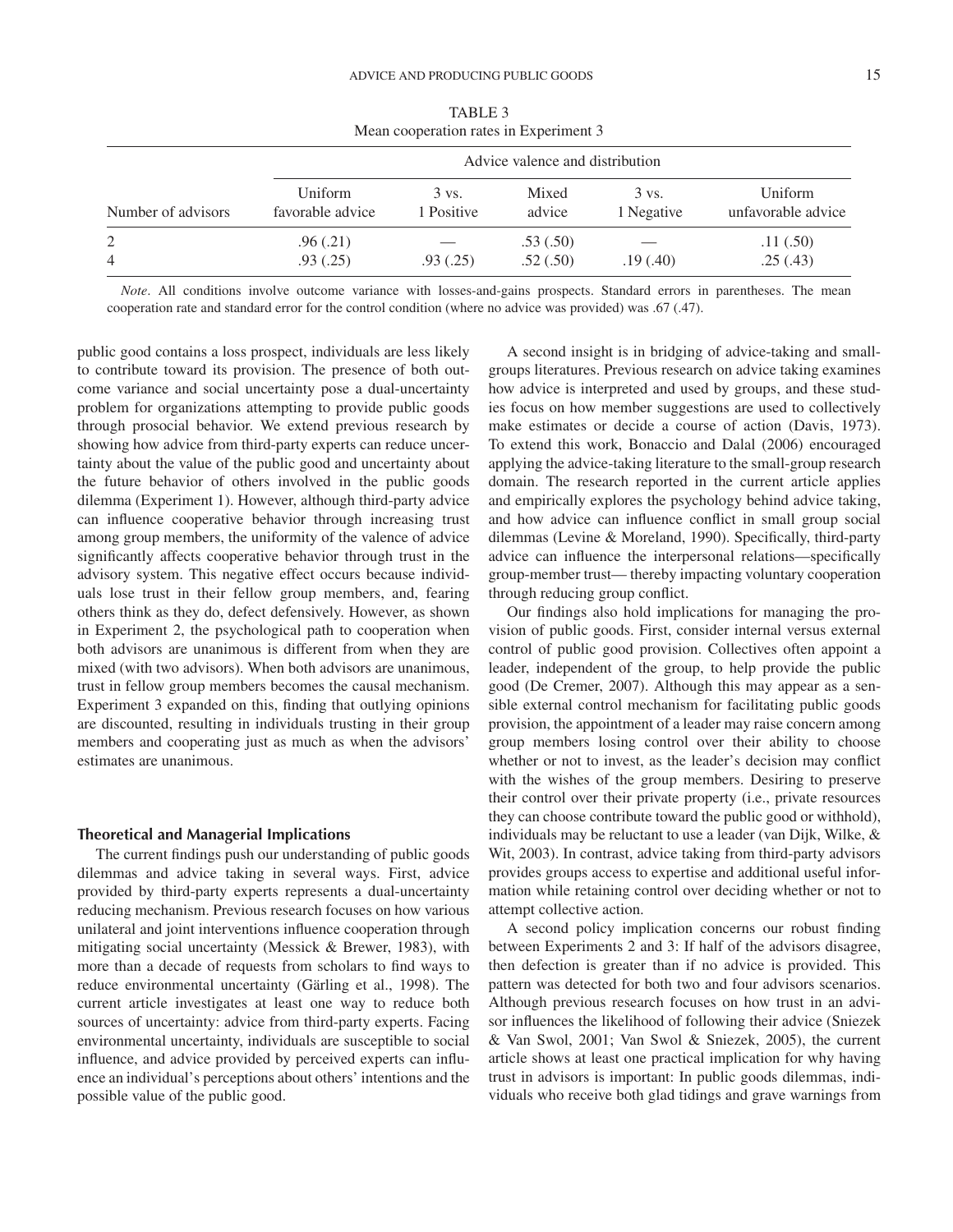TABLE 3
Mean cooperation rates in Experiment 3

| Number of advisors | Advice valence and distribution | | | | |
|---|---|---|---|---|---|
| | Uniform favorable advice | 3 vs. 1 Positive | Mixed advice | 3 vs. 1 Negative | Uniform unfavorable advice |
| 2 | .96 (.21) | — | .53 (.50) | — | .11 (.50) |
| 4 | .93 (.25) | .93 (.25) | .52 (.50) | .19 (.40) | .25 (.43) |

*Note*. All conditions involve outcome variance with losses-and-gains prospects. Standard errors in parentheses. The mean cooperation rate and standard error for the control condition (where no advice was provided) was .67 (.47).

public good contains a loss prospect, individuals are less likely to contribute toward its provision. The presence of both outcome variance and social uncertainty pose a dual-uncertainty problem for organizations attempting to provide public goods through prosocial behavior. We extend previous research by showing how advice from third-party experts can reduce uncertainty about the value of the public good and uncertainty about the future behavior of others involved in the public goods dilemma (Experiment 1). However, although third-party advice can influence cooperative behavior through increasing trust among group members, the uniformity of the valence of advice significantly affects cooperative behavior through trust in the advisory system. This negative effect occurs because individuals lose trust in their fellow group members, and, fearing others think as they do, defect defensively. However, as shown in Experiment 2, the psychological path to cooperation when both advisors are unanimous is different from when they are mixed (with two advisors). When both advisors are unanimous, trust in fellow group members becomes the causal mechanism. Experiment 3 expanded on this, finding that outlying opinions are discounted, resulting in individuals trusting in their group members and cooperating just as much as when the advisors' estimates are unanimous.

### Theoretical and Managerial Implications

The current findings push our understanding of public goods dilemmas and advice taking in several ways. First, advice provided by third-party experts represents a dual-uncertainty reducing mechanism. Previous research focuses on how various unilateral and joint interventions influence cooperation through mitigating social uncertainty (Messick & Brewer, 1983), with more than a decade of requests from scholars to find ways to reduce environmental uncertainty (Gärling et al., 1998). The current article investigates at least one way to reduce both sources of uncertainty: advice from third-party experts. Facing environmental uncertainty, individuals are susceptible to social influence, and advice provided by perceived experts can influence an individual's perceptions about others' intentions and the possible value of the public good.

A second insight is in bridging of advice-taking and small-groups literatures. Previous research on advice taking examines how advice is interpreted and used by groups, and these studies focus on how member suggestions are used to collectively make estimates or decide a course of action (Davis, 1973). To extend this work, Bonaccio and Dalal (2006) encouraged applying the advice-taking literature to the small-group research domain. The research reported in the current article applies and empirically explores the psychology behind advice taking, and how advice can influence conflict in small group social dilemmas (Levine & Moreland, 1990). Specifically, third-party advice can influence the interpersonal relations—specifically group-member trust— thereby impacting voluntary cooperation through reducing group conflict.

Our findings also hold implications for managing the provision of public goods. First, consider internal versus external control of public good provision. Collectives often appoint a leader, independent of the group, to help provide the public good (De Cremer, 2007). Although this may appear as a sensible external control mechanism for facilitating public goods provision, the appointment of a leader may raise concern among group members losing control over their ability to choose whether or not to invest, as the leader's decision may conflict with the wishes of the group members. Desiring to preserve their control over their private property (i.e., private resources they can choose contribute toward the public good or withhold), individuals may be reluctant to use a leader (van Dijk, Wilke, & Wit, 2003). In contrast, advice taking from third-party advisors provides groups access to expertise and additional useful information while retaining control over deciding whether or not to attempt collective action.

A second policy implication concerns our robust finding between Experiments 2 and 3: If half of the advisors disagree, then defection is greater than if no advice is provided. This pattern was detected for both two and four advisors scenarios. Although previous research focuses on how trust in an advisor influences the likelihood of following their advice (Sniezek & Van Swol, 2001; Van Swol & Sniezek, 2005), the current article shows at least one practical implication for why having trust in advisors is important: In public goods dilemmas, individuals who receive both glad tidings and grave warnings from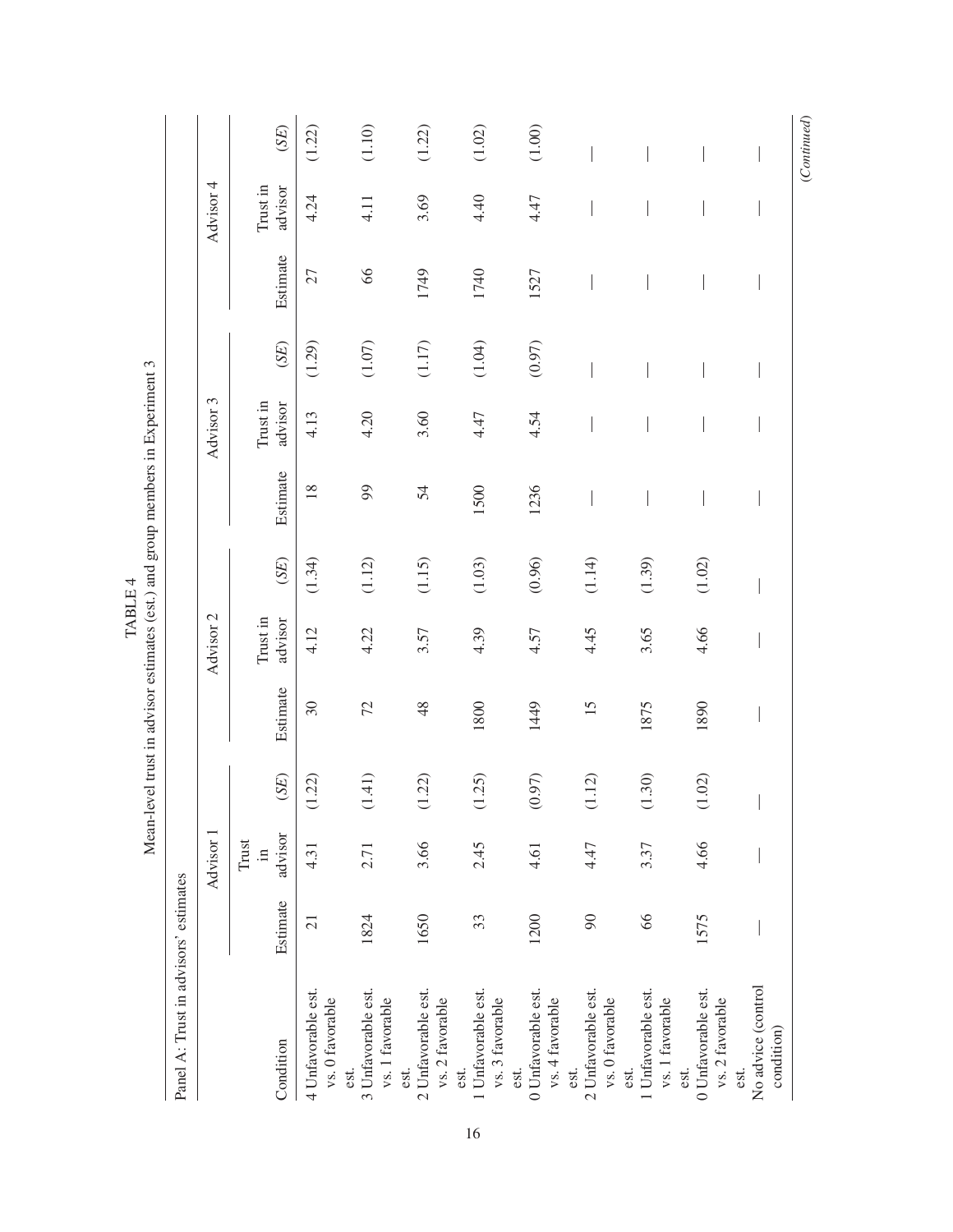TABLE 4

Mean-level trust in advisor estimates (est.) and group members in Experiment 3

Panel A: Trust in advisors' estimates

| | Advisor 1 | | | Advisor 2 | | | Advisor 3 | | | Advisor 4 | | |
|---|---|---|---|---|---|---|---|---|---|---|---|---|
| Condition | Estimate | Trust in advisor | (*SE*) | Estimate | Trust in advisor | (*SE*) | Estimate | Trust in advisor | (*SE*) | Estimate | Trust in advisor | (*SE*) |
| 4 Unfavorable est. vs. 0 favorable est. | 21 | 4.31 | (1.22) | 30 | 4.12 | (1.34) | 18 | 4.13 | (1.29) | 27 | 4.24 | (1.22) |
| 3 Unfavorable est. vs. 1 favorable est. | 1824 | 2.71 | (1.41) | 72 | 4.22 | (1.12) | 99 | 4.20 | (1.07) | 66 | 4.11 | (1.10) |
| 2 Unfavorable est. vs. 2 favorable est. | 1650 | 3.66 | (1.22) | 48 | 3.57 | (1.15) | 54 | 3.60 | (1.17) | 1749 | 3.69 | (1.22) |
| 1 Unfavorable est. vs. 3 favorable est. | 33 | 2.45 | (1.25) | 1800 | 4.39 | (1.03) | 1500 | 4.47 | (1.04) | 1740 | 4.40 | (1.02) |
| 0 Unfavorable est. vs. 4 favorable est. | 1200 | 4.61 | (0.97) | 1449 | 4.57 | (0.96) | 1236 | 4.54 | (0.97) | 1527 | 4.47 | (1.00) |
| 2 Unfavorable est. vs. 0 favorable est. | 90 | 4.47 | (1.12) | 15 | 4.45 | (1.14) | — | — | — | — | — | — |
| 1 Unfavorable est. vs. 1 favorable est. | 66 | 3.37 | (1.30) | 1875 | 3.65 | (1.39) | — | — | — | — | — | — |
| 0 Unfavorable est. vs. 2 favorable est. | 1575 | 4.66 | (1.02) | 1890 | 4.66 | (1.02) | — | — | — | — | — | — |
| No advice (control condition) | — | — | — | — | — | — | — | — | — | — | — | — |

(*Continued*)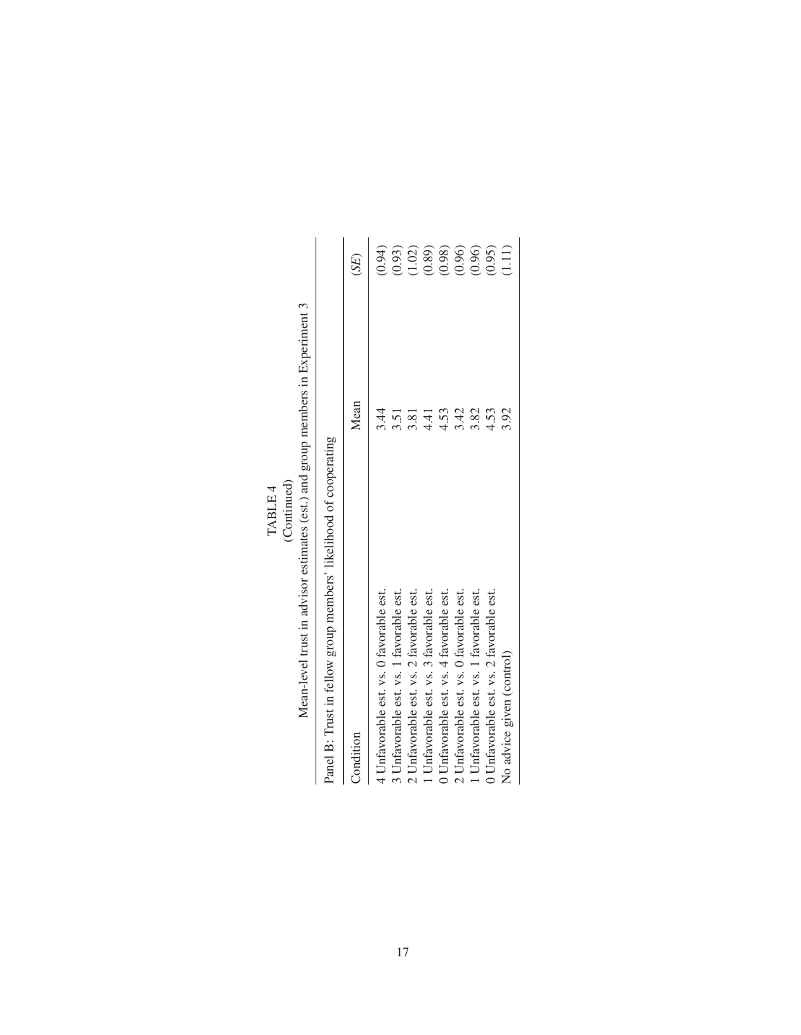TABLE 4

(Continued)

Mean-level trust in advisor estimates (est.) and group members in Experiment 3

| Panel B: Trust in fellow group members' likelihood of cooperating | | |
|---|---|---|
| Condition | Mean | *(SE)* |
| 4 Unfavorable est. vs. 0 favorable est. | 3.44 | (0.94) |
| 3 Unfavorable est. vs. 1 favorable est. | 3.51 | (0.93) |
| 2 Unfavorable est. vs. 2 favorable est. | 3.81 | (1.02) |
| 1 Unfavorable est. vs. 3 favorable est. | 4.41 | (0.89) |
| 0 Unfavorable est. vs. 4 favorable est. | 4.53 | (0.98) |
| 2 Unfavorable est. vs. 0 favorable est. | 3.42 | (0.96) |
| 1 Unfavorable est. vs. 1 favorable est. | 3.82 | (0.96) |
| 0 Unfavorable est. vs. 2 favorable est. | 4.53 | (0.95) |
| No advice given (control) | 3.92 | (1.11) |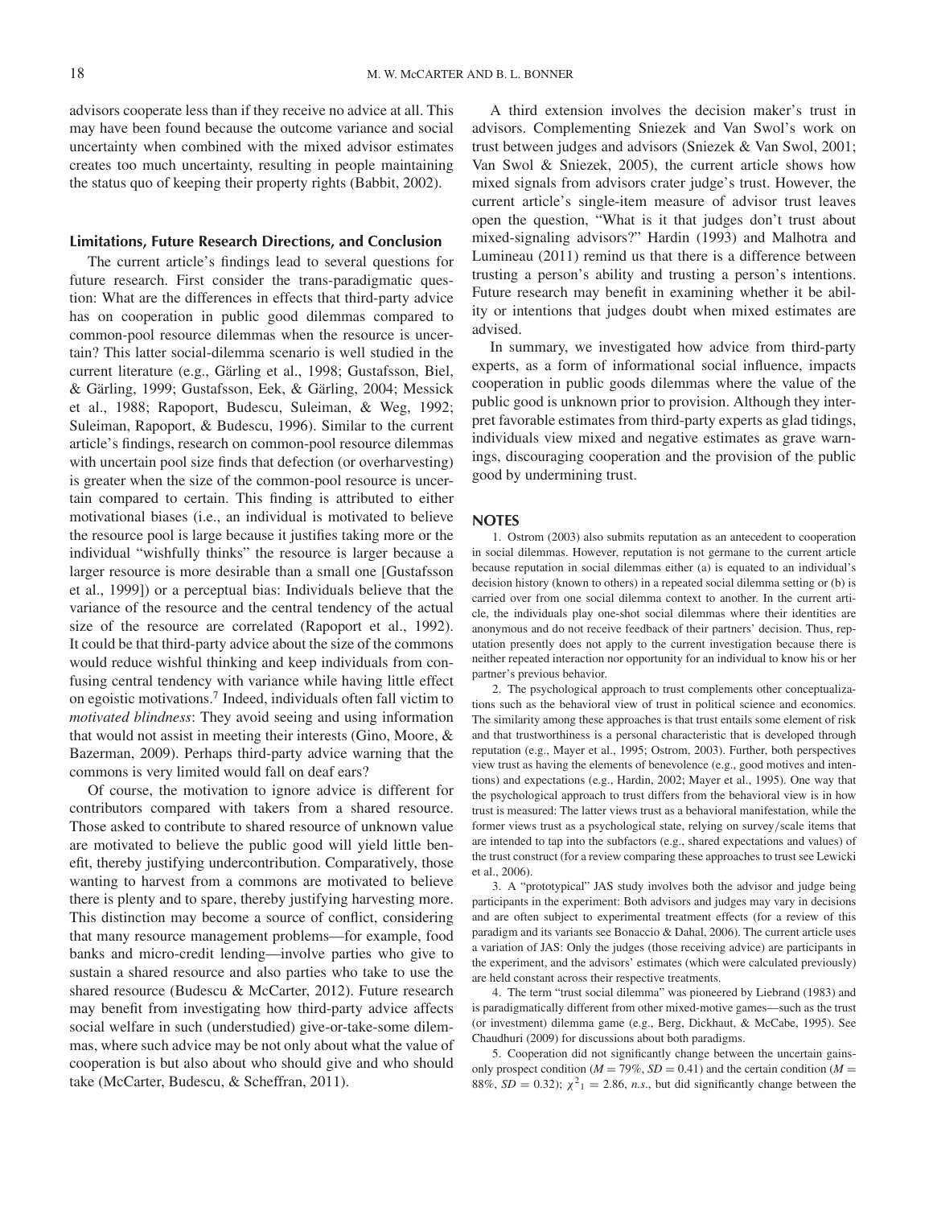advisors cooperate less than if they receive no advice at all. This may have been found because the outcome variance and social uncertainty when combined with the mixed advisor estimates creates too much uncertainty, resulting in people maintaining the status quo of keeping their property rights (Babbit, 2002).

## Limitations, Future Research Directions, and Conclusion

The current article's findings lead to several questions for future research. First consider the trans-paradigmatic question: What are the differences in effects that third-party advice has on cooperation in public good dilemmas compared to common-pool resource dilemmas when the resource is uncertain? This latter social-dilemma scenario is well studied in the current literature (e.g., Gärling et al., 1998; Gustafsson, Biel, & Gärling, 1999; Gustafsson, Eek, & Gärling, 2004; Messick et al., 1988; Rapoport, Budescu, Suleiman, & Weg, 1992; Suleiman, Rapoport, & Budescu, 1996). Similar to the current article's findings, research on common-pool resource dilemmas with uncertain pool size finds that defection (or overharvesting) is greater when the size of the common-pool resource is uncertain compared to certain. This finding is attributed to either motivational biases (i.e., an individual is motivated to believe the resource pool is large because it justifies taking more or the individual "wishfully thinks" the resource is larger because a larger resource is more desirable than a small one [Gustafsson et al., 1999]) or a perceptual bias: Individuals believe that the variance of the resource and the central tendency of the actual size of the resource are correlated (Rapoport et al., 1992). It could be that third-party advice about the size of the commons would reduce wishful thinking and keep individuals from confusing central tendency with variance while having little effect on egoistic motivations.[7] Indeed, individuals often fall victim to *motivated blindness*: They avoid seeing and using information that would not assist in meeting their interests (Gino, Moore, & Bazerman, 2009). Perhaps third-party advice warning that the commons is very limited would fall on deaf ears?

Of course, the motivation to ignore advice is different for contributors compared with takers from a shared resource. Those asked to contribute to shared resource of unknown value are motivated to believe the public good will yield little benefit, thereby justifying undercontribution. Comparatively, those wanting to harvest from a commons are motivated to believe there is plenty and to spare, thereby justifying harvesting more. This distinction may become a source of conflict, considering that many resource management problems—for example, food banks and micro-credit lending—involve parties who give to sustain a shared resource and also parties who take to use the shared resource (Budescu & McCarter, 2012). Future research may benefit from investigating how third-party advice affects social welfare in such (understudied) give-or-take-some dilemmas, where such advice may be not only about what the value of cooperation is but also about who should give and who should take (McCarter, Budescu, & Scheffran, 2011).

A third extension involves the decision maker's trust in advisors. Complementing Sniezek and Van Swol's work on trust between judges and advisors (Sniezek & Van Swol, 2001; Van Swol & Sniezek, 2005), the current article shows how mixed signals from advisors crater judge's trust. However, the current article's single-item measure of advisor trust leaves open the question, "What is it that judges don't trust about mixed-signaling advisors?" Hardin (1993) and Malhotra and Lumineau (2011) remind us that there is a difference between trusting a person's ability and trusting a person's intentions. Future research may benefit in examining whether it be ability or intentions that judges doubt when mixed estimates are advised.

In summary, we investigated how advice from third-party experts, as a form of informational social influence, impacts cooperation in public goods dilemmas where the value of the public good is unknown prior to provision. Although they interpret favorable estimates from third-party experts as glad tidings, individuals view mixed and negative estimates as grave warnings, discouraging cooperation and the provision of the public good by undermining trust.

## NOTES

1. Ostrom (2003) also submits reputation as an antecedent to cooperation in social dilemmas. However, reputation is not germane to the current article because reputation in social dilemmas either (a) is equated to an individual's decision history (known to others) in a repeated social dilemma setting or (b) is carried over from one social dilemma context to another. In the current article, the individuals play one-shot social dilemmas where their identities are anonymous and do not receive feedback of their partners' decision. Thus, reputation presently does not apply to the current investigation because there is neither repeated interaction nor opportunity for an individual to know his or her partner's previous behavior.

2. The psychological approach to trust complements other conceptualizations such as the behavioral view of trust in political science and economics. The similarity among these approaches is that trust entails some element of risk and that trustworthiness is a personal characteristic that is developed through reputation (e.g., Mayer et al., 1995; Ostrom, 2003). Further, both perspectives view trust as having the elements of benevolence (e.g., good motives and intentions) and expectations (e.g., Hardin, 2002; Mayer et al., 1995). One way that the psychological approach to trust differs from the behavioral view is in how trust is measured: The latter views trust as a behavioral manifestation, while the former views trust as a psychological state, relying on survey/scale items that are intended to tap into the subfactors (e.g., shared expectations and values) of the trust construct (for a review comparing these approaches to trust see Lewicki et al., 2006).

3. A "prototypical" JAS study involves both the advisor and judge being participants in the experiment: Both advisors and judges may vary in decisions and are often subject to experimental treatment effects (for a review of this paradigm and its variants see Bonaccio & Dahal, 2006). The current article uses a variation of JAS: Only the judges (those receiving advice) are participants in the experiment, and the advisors' estimates (which were calculated previously) are held constant across their respective treatments.

4. The term "trust social dilemma" was pioneered by Liebrand (1983) and is paradigmatically different from other mixed-motive games—such as the trust (or investment) dilemma game (e.g., Berg, Dickhaut, & McCabe, 1995). See Chaudhuri (2009) for discussions about both paradigms.

5. Cooperation did not significantly change between the uncertain gains-only prospect condition ($M = 79\%$, $SD = 0.41$) and the certain condition ($M = 88\%$, $SD = 0.32$); $\chi^2_1 = 2.86$, *n.s.*, but did significantly change between the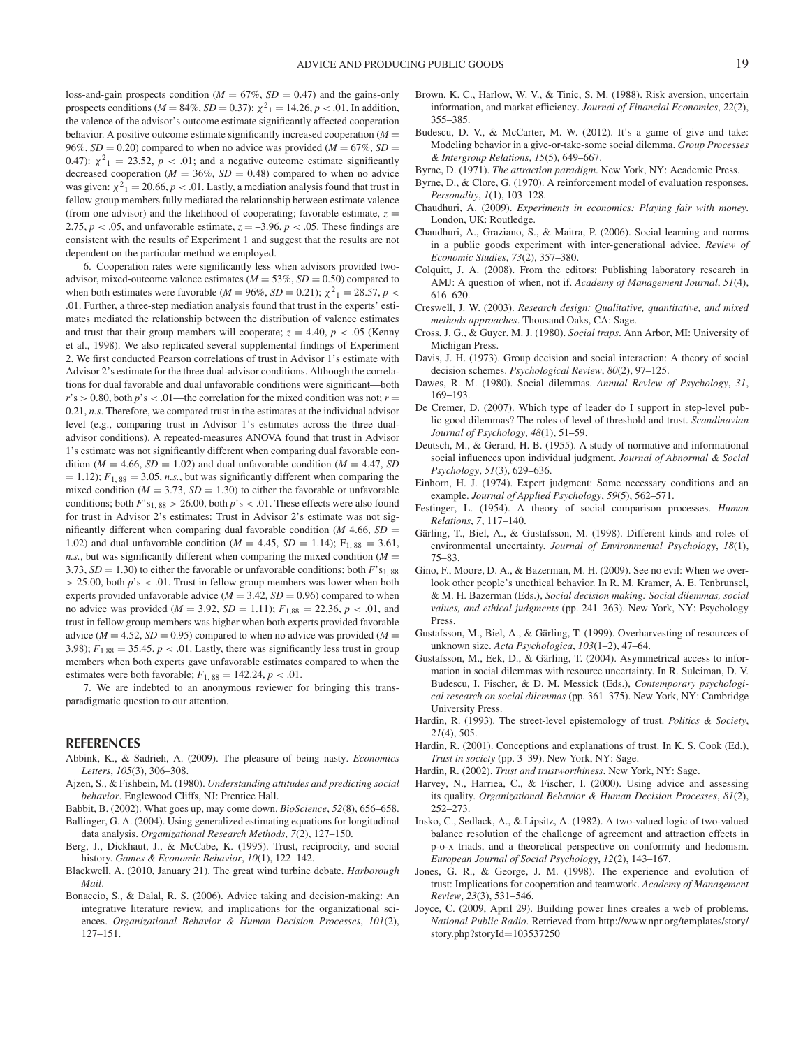loss-and-gain prospects condition ($M = 67\%$, $SD = 0.47$) and the gains-only prospects conditions ($M = 84\%$, $SD = 0.37$); $\chi^2{}_1 = 14.26$, $p < .01$. In addition, the valence of the advisor's outcome estimate significantly affected cooperation behavior. A positive outcome estimate significantly increased cooperation ($M = 96\%$, $SD = 0.20$) compared to when no advice was provided ($M = 67\%$, $SD = 0.47$): $\chi^2{}_1 = 23.52$, $p < .01$; and a negative outcome estimate significantly decreased cooperation ($M = 36\%$, $SD = 0.48$) compared to when no advice was given: $\chi^2{}_1 = 20.66$, $p < .01$. Lastly, a mediation analysis found that trust in fellow group members fully mediated the relationship between estimate valence (from one advisor) and the likelihood of cooperating; favorable estimate, $z = 2.75$, $p < .05$, and unfavorable estimate, $z = -3.96$, $p < .05$. These findings are consistent with the results of Experiment 1 and suggest that the results are not dependent on the particular method we employed.

6. Cooperation rates were significantly less when advisors provided two-advisor, mixed-outcome valence estimates ($M = 53\%$, $SD = 0.50$) compared to when both estimates were favorable ($M = 96\%$, $SD = 0.21$); $\chi^2{}_1 = 28.57$, $p < .01$. Further, a three-step mediation analysis found that trust in the experts' estimates mediated the relationship between the distribution of valence estimates and trust that their group members will cooperate; $z = 4.40$, $p < .05$ (Kenny et al., 1998). We also replicated several supplemental findings of Experiment 2. We first conducted Pearson correlations of trust in Advisor 1's estimate with Advisor 2's estimate for the three dual-advisor conditions. Although the correlations for dual favorable and dual unfavorable conditions were significant—both $r$'s > 0.80, both $p$'s < .01—the correlation for the mixed condition was not; $r = 0.21$, *n.s.* Therefore, we compared trust in the estimates at the individual advisor level (e.g., comparing trust in Advisor 1's estimates across the three dual-advisor conditions). A repeated-measures ANOVA found that trust in Advisor 1's estimate was not significantly different when comparing dual favorable condition ($M = 4.66$, $SD = 1.02$) and dual unfavorable condition ($M = 4.47$, $SD = 1.12$); $F_{1,\,88} = 3.05$, *n.s.*, but was significantly different when comparing the mixed condition ($M = 3.73$, $SD = 1.30$) to either the favorable or unfavorable conditions; both $F$'s$_{1,\,88} > 26.00$, both $p$'s < .01. These effects were also found for trust in Advisor 2's estimates: Trust in Advisor 2's estimate was not significantly different when comparing dual favorable condition ($M$ 4.66, $SD = 1.02$) and dual unfavorable condition ($M = 4.45$, $SD = 1.14$); $F_{1,\,88} = 3.61$, *n.s.*, but was significantly different when comparing the mixed condition ($M = 3.73$, $SD = 1.30$) to either the favorable or unfavorable conditions; both $F$'s$_{1,\,88} > 25.00$, both $p$'s < .01. Trust in fellow group members was lower when both experts provided unfavorable advice ($M = 3.42$, $SD = 0.96$) compared to when no advice was provided ($M = 3.92$, $SD = 1.11$); $F_{1,88} = 22.36$, $p < .01$, and trust in fellow group members was higher when both experts provided favorable advice ($M = 4.52$, $SD = 0.95$) compared to when no advice was provided ($M = 3.98$); $F_{1,88} = 35.45$, $p < .01$. Lastly, there was significantly less trust in group members when both experts gave unfavorable estimates compared to when the estimates were both favorable; $F_{1,\,88} = 142.24$, $p < .01$.

7. We are indebted to an anonymous reviewer for bringing this trans-paradigmatic question to our attention.

## REFERENCES

Abbink, K., & Sadrieh, A. (2009). The pleasure of being nasty. *Economics Letters*, *105*(3), 306–308.

Ajzen, S., & Fishbein, M. (1980). *Understanding attitudes and predicting social behavior*. Englewood Cliffs, NJ: Prentice Hall.

Babbit, B. (2002). What goes up, may come down. *BioScience*, *52*(8), 656–658.

Ballinger, G. A. (2004). Using generalized estimating equations for longitudinal data analysis. *Organizational Research Methods*, *7*(2), 127–150.

Berg, J., Dickhaut, J., & McCabe, K. (1995). Trust, reciprocity, and social history. *Games & Economic Behavior*, *10*(1), 122–142.

Blackwell, A. (2010, January 21). The great wind turbine debate. *Harborough Mail*.

Bonaccio, S., & Dalal, R. S. (2006). Advice taking and decision-making: An integrative literature review, and implications for the organizational sciences. *Organizational Behavior & Human Decision Processes*, *101*(2), 127–151.

Brown, K. C., Harlow, W. V., & Tinic, S. M. (1988). Risk aversion, uncertain information, and market efficiency. *Journal of Financial Economics*, *22*(2), 355–385.

Budescu, D. V., & McCarter, M. W. (2012). It's a game of give and take: Modeling behavior in a give-or-take-some social dilemma. *Group Processes & Intergroup Relations*, *15*(5), 649–667.

Byrne, D. (1971). *The attraction paradigm*. New York, NY: Academic Press.

Byrne, D., & Clore, G. (1970). A reinforcement model of evaluation responses. *Personality*, *1*(1), 103–128.

Chaudhuri, A. (2009). *Experiments in economics: Playing fair with money*. London, UK: Routledge.

Chaudhuri, A., Graziano, S., & Maitra, P. (2006). Social learning and norms in a public goods experiment with inter-generational advice. *Review of Economic Studies*, *73*(2), 357–380.

Colquitt, J. A. (2008). From the editors: Publishing laboratory research in AMJ: A question of when, not if. *Academy of Management Journal*, *51*(4), 616–620.

Creswell, J. W. (2003). *Research design: Qualitative, quantitative, and mixed methods approaches*. Thousand Oaks, CA: Sage.

Cross, J. G., & Guyer, M. J. (1980). *Social traps*. Ann Arbor, MI: University of Michigan Press.

Davis, J. H. (1973). Group decision and social interaction: A theory of social decision schemes. *Psychological Review*, *80*(2), 97–125.

Dawes, R. M. (1980). Social dilemmas. *Annual Review of Psychology*, *31*, 169–193.

De Cremer, D. (2007). Which type of leader do I support in step-level public good dilemmas? The roles of level of threshold and trust. *Scandinavian Journal of Psychology*, *48*(1), 51–59.

Deutsch, M., & Gerard, H. B. (1955). A study of normative and informational social influences upon individual judgment. *Journal of Abnormal & Social Psychology*, *51*(3), 629–636.

Einhorn, H. J. (1974). Expert judgment: Some necessary conditions and an example. *Journal of Applied Psychology*, *59*(5), 562–571.

Festinger, L. (1954). A theory of social comparison processes. *Human Relations*, *7*, 117–140.

Gärling, T., Biel, A., & Gustafsson, M. (1998). Different kinds and roles of environmental uncertainty. *Journal of Environmental Psychology*, *18*(1), 75–83.

Gino, F., Moore, D. A., & Bazerman, M. H. (2009). See no evil: When we overlook other people's unethical behavior. In R. M. Kramer, A. E. Tenbrunsel, & M. H. Bazerman (Eds.), *Social decision making: Social dilemmas, social values, and ethical judgments* (pp. 241–263). New York, NY: Psychology Press.

Gustafsson, M., Biel, A., & Gärling, T. (1999). Overharvesting of resources of unknown size. *Acta Psychologica*, *103*(1–2), 47–64.

Gustafsson, M., Eek, D., & Gärling, T. (2004). Asymmetrical access to information in social dilemmas with resource uncertainty. In R. Suleiman, D. V. Budescu, I. Fischer, & D. M. Messick (Eds.), *Contemporary psychological research on social dilemmas* (pp. 361–375). New York, NY: Cambridge University Press.

Hardin, R. (1993). The street-level epistemology of trust. *Politics & Society*, *21*(4), 505.

Hardin, R. (2001). Conceptions and explanations of trust. In K. S. Cook (Ed.), *Trust in society* (pp. 3–39). New York, NY: Sage.

Hardin, R. (2002). *Trust and trustworthiness*. New York, NY: Sage.

Harvey, N., Harriea, C., & Fischer, I. (2000). Using advice and assessing its quality. *Organizational Behavior & Human Decision Processes*, *81*(2), 252–273.

Insko, C., Sedlack, A., & Lipsitz, A. (1982). A two-valued logic of two-valued balance resolution of the challenge of agreement and attraction effects in p-o-x triads, and a theoretical perspective on conformity and hedonism. *European Journal of Social Psychology*, *12*(2), 143–167.

Jones, G. R., & George, J. M. (1998). The experience and evolution of trust: Implications for cooperation and teamwork. *Academy of Management Review*, *23*(3), 531–546.

Joyce, C. (2009, April 29). Building power lines creates a web of problems. *National Public Radio*. Retrieved from http://www.npr.org/templates/story/story.php?storyId=103537250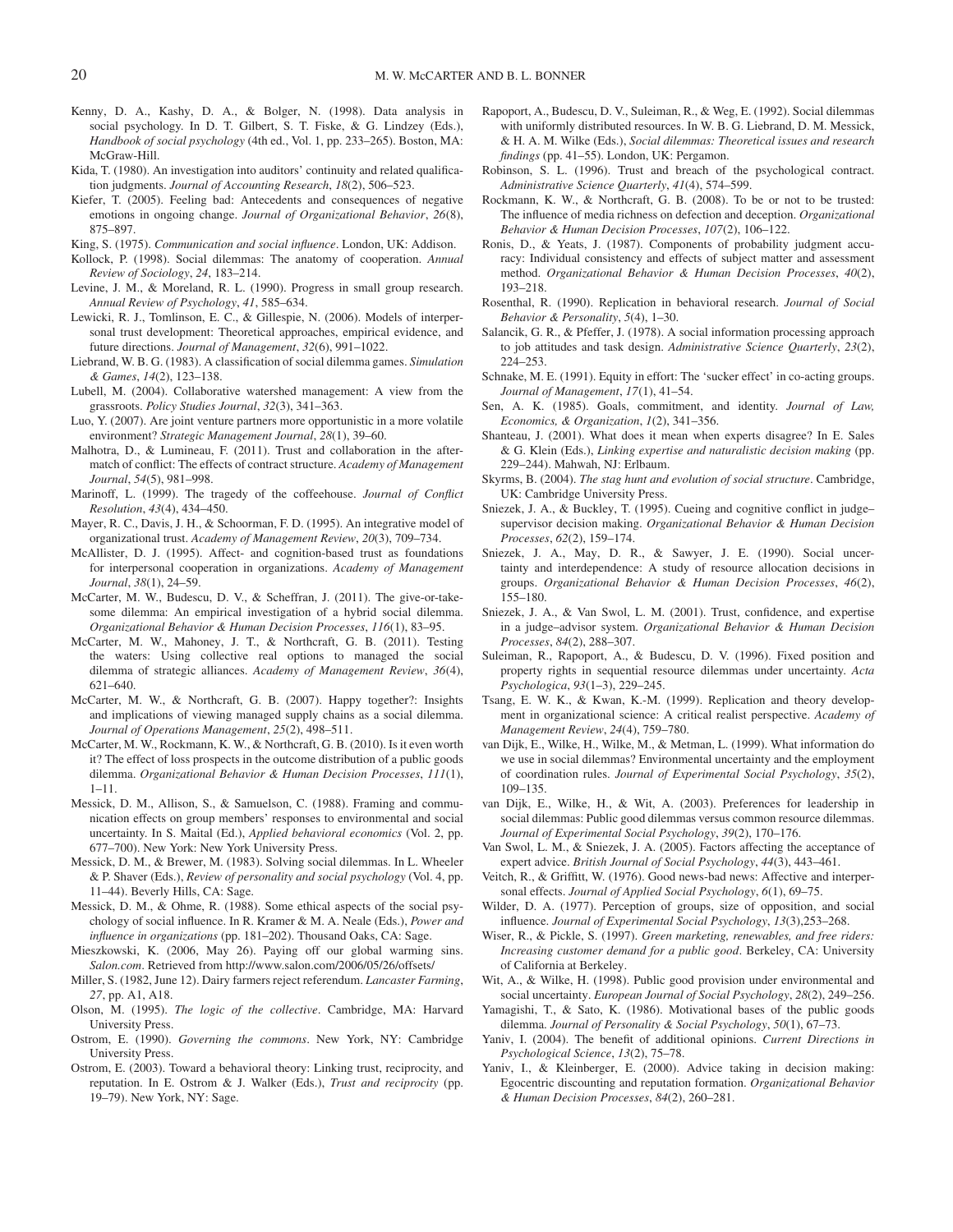Kenny, D. A., Kashy, D. A., & Bolger, N. (1998). Data analysis in social psychology. In D. T. Gilbert, S. T. Fiske, & G. Lindzey (Eds.), *Handbook of social psychology* (4th ed., Vol. 1, pp. 233–265). Boston, MA: McGraw-Hill.

Kida, T. (1980). An investigation into auditors' continuity and related qualification judgments. *Journal of Accounting Research*, *18*(2), 506–523.

Kiefer, T. (2005). Feeling bad: Antecedents and consequences of negative emotions in ongoing change. *Journal of Organizational Behavior*, *26*(8), 875–897.

King, S. (1975). *Communication and social influence*. London, UK: Addison.

Kollock, P. (1998). Social dilemmas: The anatomy of cooperation. *Annual Review of Sociology*, *24*, 183–214.

Levine, J. M., & Moreland, R. L. (1990). Progress in small group research. *Annual Review of Psychology*, *41*, 585–634.

Lewicki, R. J., Tomlinson, E. C., & Gillespie, N. (2006). Models of interpersonal trust development: Theoretical approaches, empirical evidence, and future directions. *Journal of Management*, *32*(6), 991–1022.

Liebrand, W. B. G. (1983). A classification of social dilemma games. *Simulation & Games*, *14*(2), 123–138.

Lubell, M. (2004). Collaborative watershed management: A view from the grassroots. *Policy Studies Journal*, *32*(3), 341–363.

Luo, Y. (2007). Are joint venture partners more opportunistic in a more volatile environment? *Strategic Management Journal*, *28*(1), 39–60.

Malhotra, D., & Lumineau, F. (2011). Trust and collaboration in the aftermatch of conflict: The effects of contract structure. *Academy of Management Journal*, *54*(5), 981–998.

Marinoff, L. (1999). The tragedy of the coffeehouse. *Journal of Conflict Resolution*, *43*(4), 434–450.

Mayer, R. C., Davis, J. H., & Schoorman, F. D. (1995). An integrative model of organizational trust. *Academy of Management Review*, *20*(3), 709–734.

McAllister, D. J. (1995). Affect- and cognition-based trust as foundations for interpersonal cooperation in organizations. *Academy of Management Journal*, *38*(1), 24–59.

McCarter, M. W., Budescu, D. V., & Scheffran, J. (2011). The give-or-take-some dilemma: An empirical investigation of a hybrid social dilemma. *Organizational Behavior & Human Decision Processes*, *116*(1), 83–95.

McCarter, M. W., Mahoney, J. T., & Northcraft, G. B. (2011). Testing the waters: Using collective real options to managed the social dilemma of strategic alliances. *Academy of Management Review*, *36*(4), 621–640.

McCarter, M. W., & Northcraft, G. B. (2007). Happy together?: Insights and implications of viewing managed supply chains as a social dilemma. *Journal of Operations Management*, *25*(2), 498–511.

McCarter, M. W., Rockmann, K. W., & Northcraft, G. B. (2010). Is it even worth it? The effect of loss prospects in the outcome distribution of a public goods dilemma. *Organizational Behavior & Human Decision Processes*, *111*(1), 1–11.

Messick, D. M., Allison, S., & Samuelson, C. (1988). Framing and communication effects on group members' responses to environmental and social uncertainty. In S. Maital (Ed.), *Applied behavioral economics* (Vol. 2, pp. 677–700). New York: New York University Press.

Messick, D. M., & Brewer, M. (1983). Solving social dilemmas. In L. Wheeler & P. Shaver (Eds.), *Review of personality and social psychology* (Vol. 4, pp. 11–44). Beverly Hills, CA: Sage.

Messick, D. M., & Ohme, R. (1988). Some ethical aspects of the social psychology of social influence. In R. Kramer & M. A. Neale (Eds.), *Power and influence in organizations* (pp. 181–202). Thousand Oaks, CA: Sage.

Mieszkowski, K. (2006, May 26). Paying off our global warming sins. *Salon.com*. Retrieved from http://www.salon.com/2006/05/26/offsets/

Miller, S. (1982, June 12). Dairy farmers reject referendum. *Lancaster Farming*, *27*, pp. A1, A18.

Olson, M. (1995). *The logic of the collective*. Cambridge, MA: Harvard University Press.

Ostrom, E. (1990). *Governing the commons*. New York, NY: Cambridge University Press.

Ostrom, E. (2003). Toward a behavioral theory: Linking trust, reciprocity, and reputation. In E. Ostrom & J. Walker (Eds.), *Trust and reciprocity* (pp. 19–79). New York, NY: Sage.

Rapoport, A., Budescu, D. V., Suleiman, R., & Weg, E. (1992). Social dilemmas with uniformly distributed resources. In W. B. G. Liebrand, D. M. Messick, & H. A. M. Wilke (Eds.), *Social dilemmas: Theoretical issues and research findings* (pp. 41–55). London, UK: Pergamon.

Robinson, S. L. (1996). Trust and breach of the psychological contract. *Administrative Science Quarterly*, *41*(4), 574–599.

Rockmann, K. W., & Northcraft, G. B. (2008). To be or not to be trusted: The influence of media richness on defection and deception. *Organizational Behavior & Human Decision Processes*, *107*(2), 106–122.

Ronis, D., & Yeats, J. (1987). Components of probability judgment accuracy: Individual consistency and effects of subject matter and assessment method. *Organizational Behavior & Human Decision Processes*, *40*(2), 193–218.

Rosenthal, R. (1990). Replication in behavioral research. *Journal of Social Behavior & Personality*, *5*(4), 1–30.

Salancik, G. R., & Pfeffer, J. (1978). A social information processing approach to job attitudes and task design. *Administrative Science Quarterly*, *23*(2), 224–253.

Schnake, M. E. (1991). Equity in effort: The 'sucker effect' in co-acting groups. *Journal of Management*, *17*(1), 41–54.

Sen, A. K. (1985). Goals, commitment, and identity. *Journal of Law, Economics, & Organization*, *1*(2), 341–356.

Shanteau, J. (2001). What does it mean when experts disagree? In E. Sales & G. Klein (Eds.), *Linking expertise and naturalistic decision making* (pp. 229–244). Mahwah, NJ: Erlbaum.

Skyrms, B. (2004). *The stag hunt and evolution of social structure*. Cambridge, UK: Cambridge University Press.

Sniezek, J. A., & Buckley, T. (1995). Cueing and cognitive conflict in judge–supervisor decision making. *Organizational Behavior & Human Decision Processes*, *62*(2), 159–174.

Sniezek, J. A., May, D. R., & Sawyer, J. E. (1990). Social uncertainty and interdependence: A study of resource allocation decisions in groups. *Organizational Behavior & Human Decision Processes*, *46*(2), 155–180.

Sniezek, J. A., & Van Swol, L. M. (2001). Trust, confidence, and expertise in a judge–advisor system. *Organizational Behavior & Human Decision Processes*, *84*(2), 288–307.

Suleiman, R., Rapoport, A., & Budescu, D. V. (1996). Fixed position and property rights in sequential resource dilemmas under uncertainty. *Acta Psychologica*, *93*(1–3), 229–245.

Tsang, E. W. K., & Kwan, K.-M. (1999). Replication and theory development in organizational science: A critical realist perspective. *Academy of Management Review*, *24*(4), 759–780.

van Dijk, E., Wilke, H., Wilke, M., & Metman, L. (1999). What information do we use in social dilemmas? Environmental uncertainty and the employment of coordination rules. *Journal of Experimental Social Psychology*, *35*(2), 109–135.

van Dijk, E., Wilke, H., & Wit, A. (2003). Preferences for leadership in social dilemmas: Public good dilemmas versus common resource dilemmas. *Journal of Experimental Social Psychology*, *39*(2), 170–176.

Van Swol, L. M., & Sniezek, J. A. (2005). Factors affecting the acceptance of expert advice. *British Journal of Social Psychology*, *44*(3), 443–461.

Veitch, R., & Griffitt, W. (1976). Good news-bad news: Affective and interpersonal effects. *Journal of Applied Social Psychology*, *6*(1), 69–75.

Wilder, D. A. (1977). Perception of groups, size of opposition, and social influence. *Journal of Experimental Social Psychology*, *13*(3),253–268.

Wiser, R., & Pickle, S. (1997). *Green marketing, renewables, and free riders: Increasing customer demand for a public good*. Berkeley, CA: University of California at Berkeley.

Wit, A., & Wilke, H. (1998). Public good provision under environmental and social uncertainty. *European Journal of Social Psychology*, *28*(2), 249–256.

Yamagishi, T., & Sato, K. (1986). Motivational bases of the public goods dilemma. *Journal of Personality & Social Psychology*, *50*(1), 67–73.

Yaniv, I. (2004). The benefit of additional opinions. *Current Directions in Psychological Science*, *13*(2), 75–78.

Yaniv, I., & Kleinberger, E. (2000). Advice taking in decision making: Egocentric discounting and reputation formation. *Organizational Behavior & Human Decision Processes*, *84*(2), 260–281.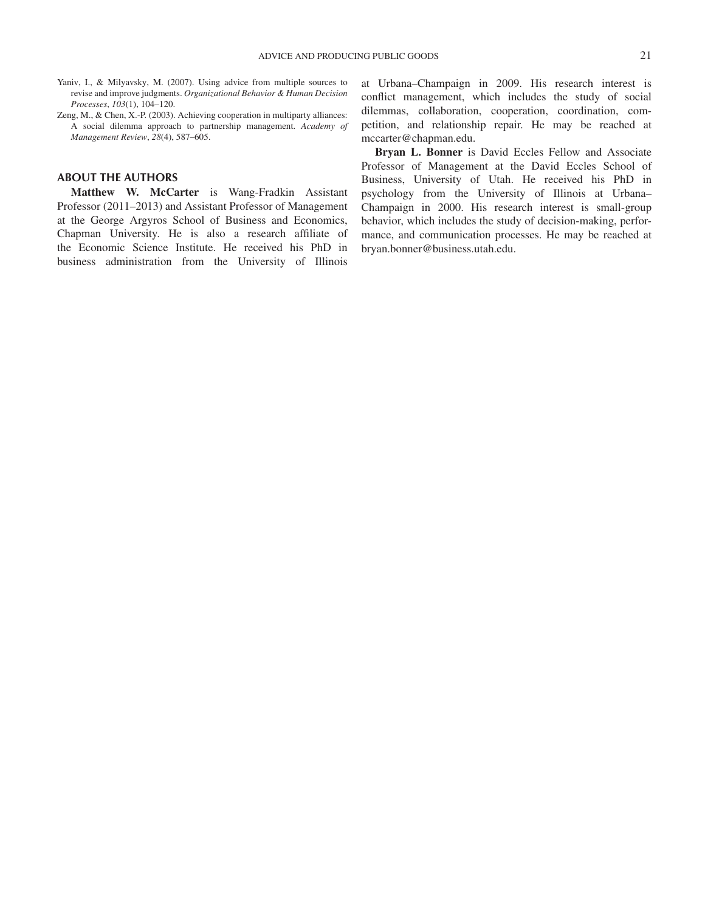Yaniv, I., & Milyavsky, M. (2007). Using advice from multiple sources to revise and improve judgments. *Organizational Behavior & Human Decision Processes*, *103*(1), 104–120.

Zeng, M., & Chen, X.-P. (2003). Achieving cooperation in multiparty alliances: A social dilemma approach to partnership management. *Academy of Management Review*, *28*(4), 587–605.

## ABOUT THE AUTHORS

**Matthew W. McCarter** is Wang-Fradkin Assistant Professor (2011–2013) and Assistant Professor of Management at the George Argyros School of Business and Economics, Chapman University. He is also a research affiliate of the Economic Science Institute. He received his PhD in business administration from the University of Illinois at Urbana–Champaign in 2009. His research interest is conflict management, which includes the study of social dilemmas, collaboration, cooperation, coordination, competition, and relationship repair. He may be reached at mccarter@chapman.edu.

**Bryan L. Bonner** is David Eccles Fellow and Associate Professor of Management at the David Eccles School of Business, University of Utah. He received his PhD in psychology from the University of Illinois at Urbana–Champaign in 2000. His research interest is small-group behavior, which includes the study of decision-making, performance, and communication processes. He may be reached at bryan.bonner@business.utah.edu.